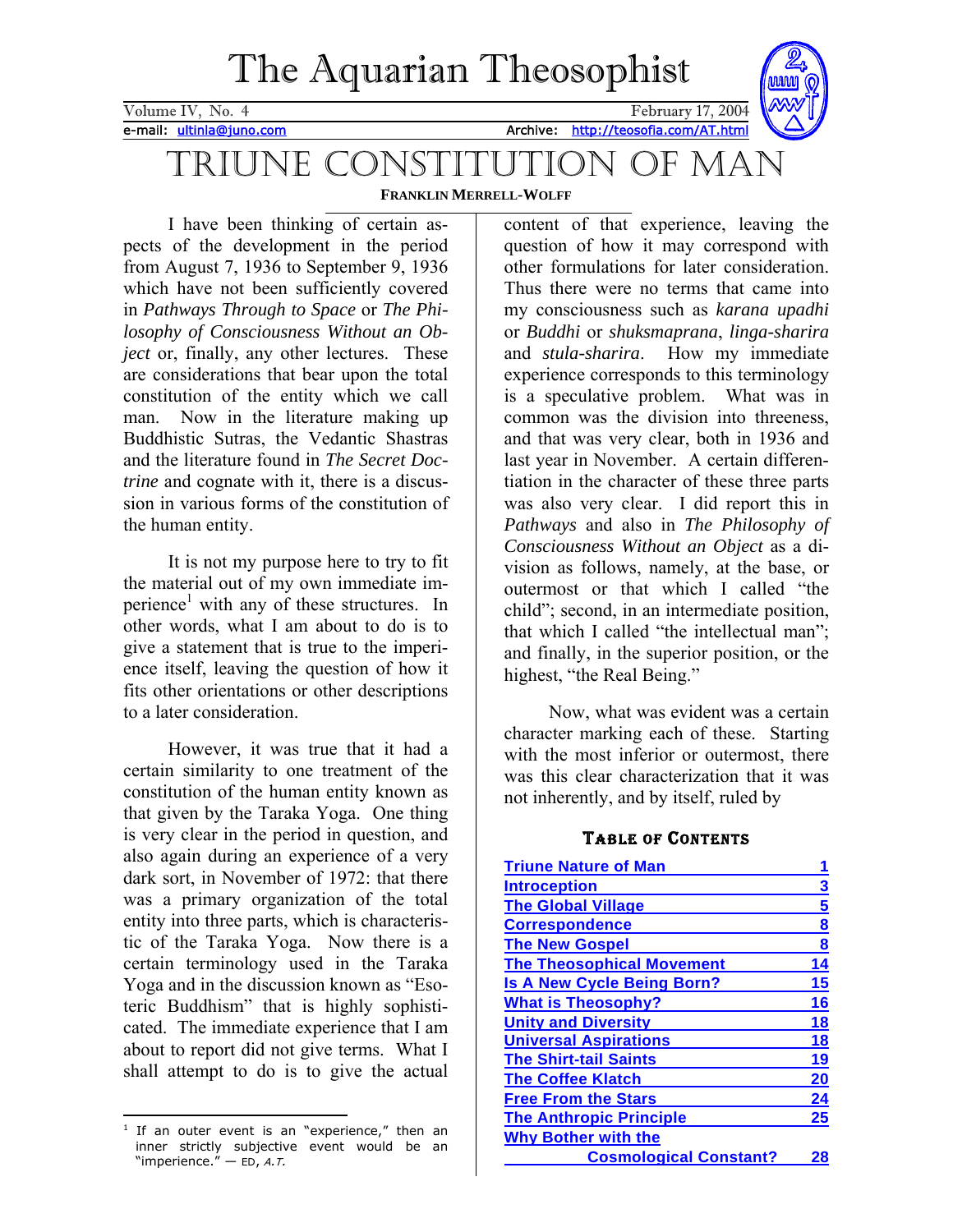# The Aquarian Theosophist

Volume IV, No. 4 February 17, 2004

e-mail: ultinla@juno.com Archive: http://teosofia.com/AT.html

# TRIUNE CONSTITUTION OF MAN

**FRANKLIN MERRELL-WOLFF**

I have been thinking of certain aspects of the development in the period from August 7, 1936 to September 9, 1936 which have not been sufficiently covered in *Pathways Through to Space* or *The Philosophy of Consciousness Without an Object* or, finally, any other lectures. These are considerations that bear upon the total constitution of the entity which we call man. Now in the literature making up Buddhistic Sutras, the Vedantic Shastras and the literature found in *The Secret Doctrine* and cognate with it, there is a discussion in various forms of the constitution of the human entity.

It is not my purpose here to try to fit the material out of my own immediate imperience[1] with any of these structures. In other words, what I am about to do is to give a statement that is true to the imperience itself, leaving the question of how it fits other orientations or other descriptions to a later consideration.

However, it was true that it had a certain similarity to one treatment of the constitution of the human entity known as that given by the Taraka Yoga. One thing is very clear in the period in question, and also again during an experience of a very dark sort, in November of 1972: that there was a primary organization of the total entity into three parts, which is characteristic of the Taraka Yoga. Now there is a certain terminology used in the Taraka Yoga and in the discussion known as "Esoteric Buddhism" that is highly sophisticated. The immediate experience that I am about to report did not give terms. What I shall attempt to do is to give the actual content of that experience, leaving the question of how it may correspond with other formulations for later consideration. Thus there were no terms that came into my consciousness such as *karana upadhi* or *Buddhi* or *shuksmaprana*, *linga-sharira* and *stula-sharira*. How my immediate experience corresponds to this terminology is a speculative problem. What was in common was the division into threeness, and that was very clear, both in 1936 and last year in November. A certain differentiation in the character of these three parts was also very clear. I did report this in *Pathways* and also in *The Philosophy of Consciousness Without an Object* as a division as follows, namely, at the base, or outermost or that which I called "the child"; second, in an intermediate position, that which I called "the intellectual man"; and finally, in the superior position, or the highest, "the Real Being."

Now, what was evident was a certain character marking each of these. Starting with the most inferior or outermost, there was this clear characterization that it was not inherently, and by itself, ruled by

[1] If an outer event is an "experience," then an inner strictly subjective event would be an "imperience." — ED, *A.T.*

### TABLE OF CONTENTS

| | |
|---|---|
| Triune Nature of Man | 1 |
| Introception | 3 |
| The Global Village | 5 |
| Correspondence | 8 |
| The New Gospel | 8 |
| The Theosophical Movement | 14 |
| Is A New Cycle Being Born? | 15 |
| What is Theosophy? | 16 |
| Unity and Diversity | 18 |
| Universal Aspirations | 18 |
| The Shirt-tail Saints | 19 |
| The Coffee Klatch | 20 |
| Free From the Stars | 24 |
| The Anthropic Principle | 25 |
| Why Bother with the Cosmological Constant? | 28 |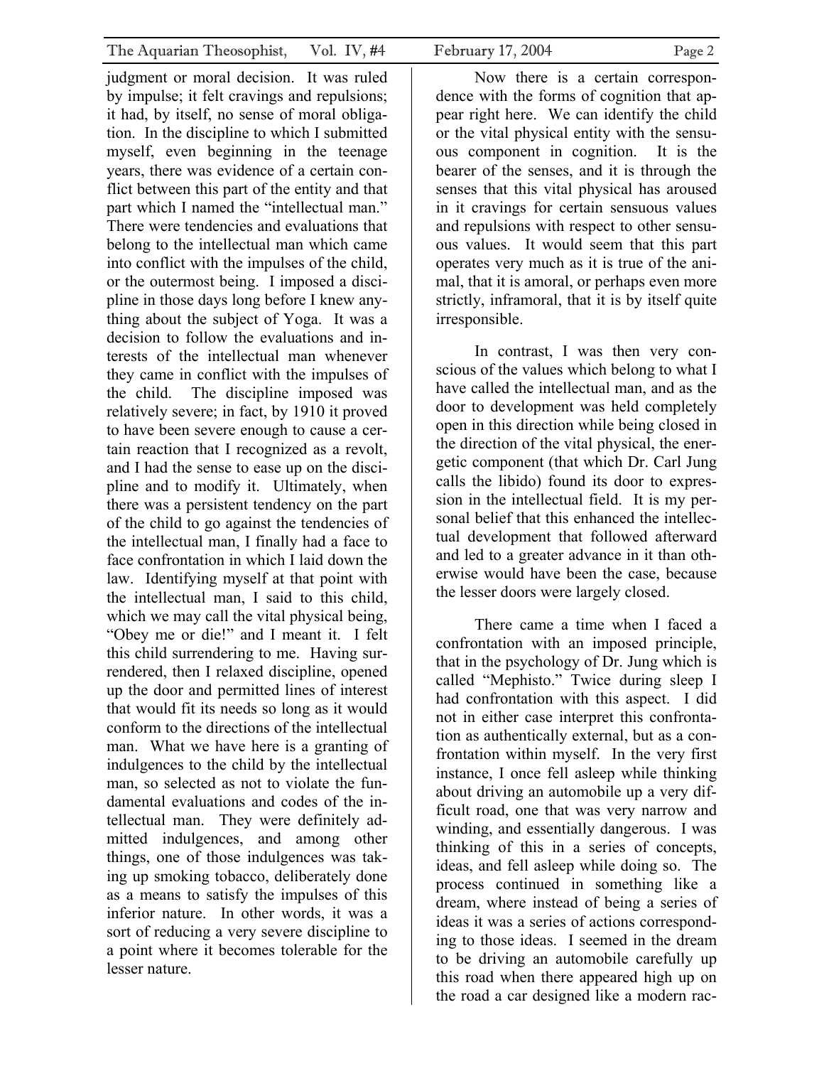judgment or moral decision. It was ruled by impulse; it felt cravings and repulsions; it had, by itself, no sense of moral obligation. In the discipline to which I submitted myself, even beginning in the teenage years, there was evidence of a certain conflict between this part of the entity and that part which I named the "intellectual man." There were tendencies and evaluations that belong to the intellectual man which came into conflict with the impulses of the child, or the outermost being. I imposed a discipline in those days long before I knew anything about the subject of Yoga. It was a decision to follow the evaluations and interests of the intellectual man whenever they came in conflict with the impulses of the child. The discipline imposed was relatively severe; in fact, by 1910 it proved to have been severe enough to cause a certain reaction that I recognized as a revolt, and I had the sense to ease up on the discipline and to modify it. Ultimately, when there was a persistent tendency on the part of the child to go against the tendencies of the intellectual man, I finally had a face to face confrontation in which I laid down the law. Identifying myself at that point with the intellectual man, I said to this child, which we may call the vital physical being, "Obey me or die!" and I meant it. I felt this child surrendering to me. Having surrendered, then I relaxed discipline, opened up the door and permitted lines of interest that would fit its needs so long as it would conform to the directions of the intellectual man. What we have here is a granting of indulgences to the child by the intellectual man, so selected as not to violate the fundamental evaluations and codes of the intellectual man. They were definitely admitted indulgences, and among other things, one of those indulgences was taking up smoking tobacco, deliberately done as a means to satisfy the impulses of this inferior nature. In other words, it was a sort of reducing a very severe discipline to a point where it becomes tolerable for the lesser nature.

Now there is a certain correspondence with the forms of cognition that appear right here. We can identify the child or the vital physical entity with the sensuous component in cognition. It is the bearer of the senses, and it is through the senses that this vital physical has aroused in it cravings for certain sensuous values and repulsions with respect to other sensuous values. It would seem that this part operates very much as it is true of the animal, that it is amoral, or perhaps even more strictly, inframoral, that it is by itself quite irresponsible.

In contrast, I was then very conscious of the values which belong to what I have called the intellectual man, and as the door to development was held completely open in this direction while being closed in the direction of the vital physical, the energetic component (that which Dr. Carl Jung calls the libido) found its door to expression in the intellectual field. It is my personal belief that this enhanced the intellectual development that followed afterward and led to a greater advance in it than otherwise would have been the case, because the lesser doors were largely closed.

There came a time when I faced a confrontation with an imposed principle, that in the psychology of Dr. Jung which is called "Mephisto." Twice during sleep I had confrontation with this aspect. I did not in either case interpret this confrontation as authentically external, but as a confrontation within myself. In the very first instance, I once fell asleep while thinking about driving an automobile up a very difficult road, one that was very narrow and winding, and essentially dangerous. I was thinking of this in a series of concepts, ideas, and fell asleep while doing so. The process continued in something like a dream, where instead of being a series of ideas it was a series of actions corresponding to those ideas. I seemed in the dream to be driving an automobile carefully up this road when there appeared high up on the road a car designed like a modern rac-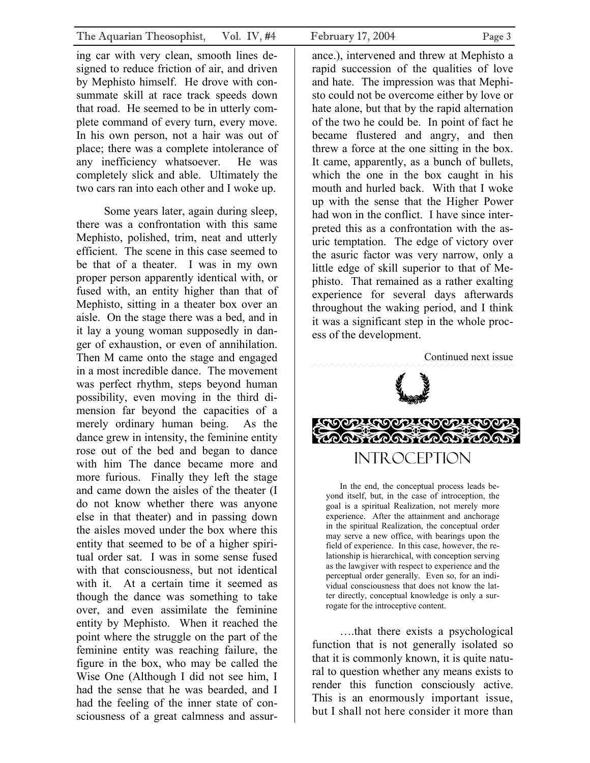ing car with very clean, smooth lines designed to reduce friction of air, and driven by Mephisto himself. He drove with consummate skill at race track speeds down that road. He seemed to be in utterly complete command of every turn, every move. In his own person, not a hair was out of place; there was a complete intolerance of any inefficiency whatsoever. He was completely slick and able. Ultimately the two cars ran into each other and I woke up.

Some years later, again during sleep, there was a confrontation with this same Mephisto, polished, trim, neat and utterly efficient. The scene in this case seemed to be that of a theater. I was in my own proper person apparently identical with, or fused with, an entity higher than that of Mephisto, sitting in a theater box over an aisle. On the stage there was a bed, and in it lay a young woman supposedly in danger of exhaustion, or even of annihilation. Then M came onto the stage and engaged in a most incredible dance. The movement was perfect rhythm, steps beyond human possibility, even moving in the third dimension far beyond the capacities of a merely ordinary human being. As the dance grew in intensity, the feminine entity rose out of the bed and began to dance with him The dance became more and more furious. Finally they left the stage and came down the aisles of the theater (I do not know whether there was anyone else in that theater) and in passing down the aisles moved under the box where this entity that seemed to be of a higher spiritual order sat. I was in some sense fused with that consciousness, but not identical with it. At a certain time it seemed as though the dance was something to take over, and even assimilate the feminine entity by Mephisto. When it reached the point where the struggle on the part of the feminine entity was reaching failure, the figure in the box, who may be called the Wise One (Although I did not see him, I had the sense that he was bearded, and I had the feeling of the inner state of consciousness of a great calmness and assurance.), intervened and threw at Mephisto a rapid succession of the qualities of love and hate. The impression was that Mephisto could not be overcome either by love or hate alone, but that by the rapid alternation of the two he could be. In point of fact he became flustered and angry, and then threw a force at the one sitting in the box. It came, apparently, as a bunch of bullets, which the one in the box caught in his mouth and hurled back. With that I woke up with the sense that the Higher Power had won in the conflict. I have since interpreted this as a confrontation with the asuric temptation. The edge of victory over the asuric factor was very narrow, only a little edge of skill superior to that of Mephisto. That remained as a rather exalting experience for several days afterwards throughout the waking period, and I think it was a significant step in the whole process of the development.

Continued next issue

## INTROCEPTION

In the end, the conceptual process leads beyond itself, but, in the case of introception, the goal is a spiritual Realization, not merely more experience. After the attainment and anchorage in the spiritual Realization, the conceptual order may serve a new office, with bearings upon the field of experience. In this case, however, the relationship is hierarchical, with conception serving as the lawgiver with respect to experience and the perceptual order generally. Even so, for an individual consciousness that does not know the latter directly, conceptual knowledge is only a surrogate for the introceptive content.

….that there exists a psychological function that is not generally isolated so that it is commonly known, it is quite natural to question whether any means exists to render this function consciously active. This is an enormously important issue, but I shall not here consider it more than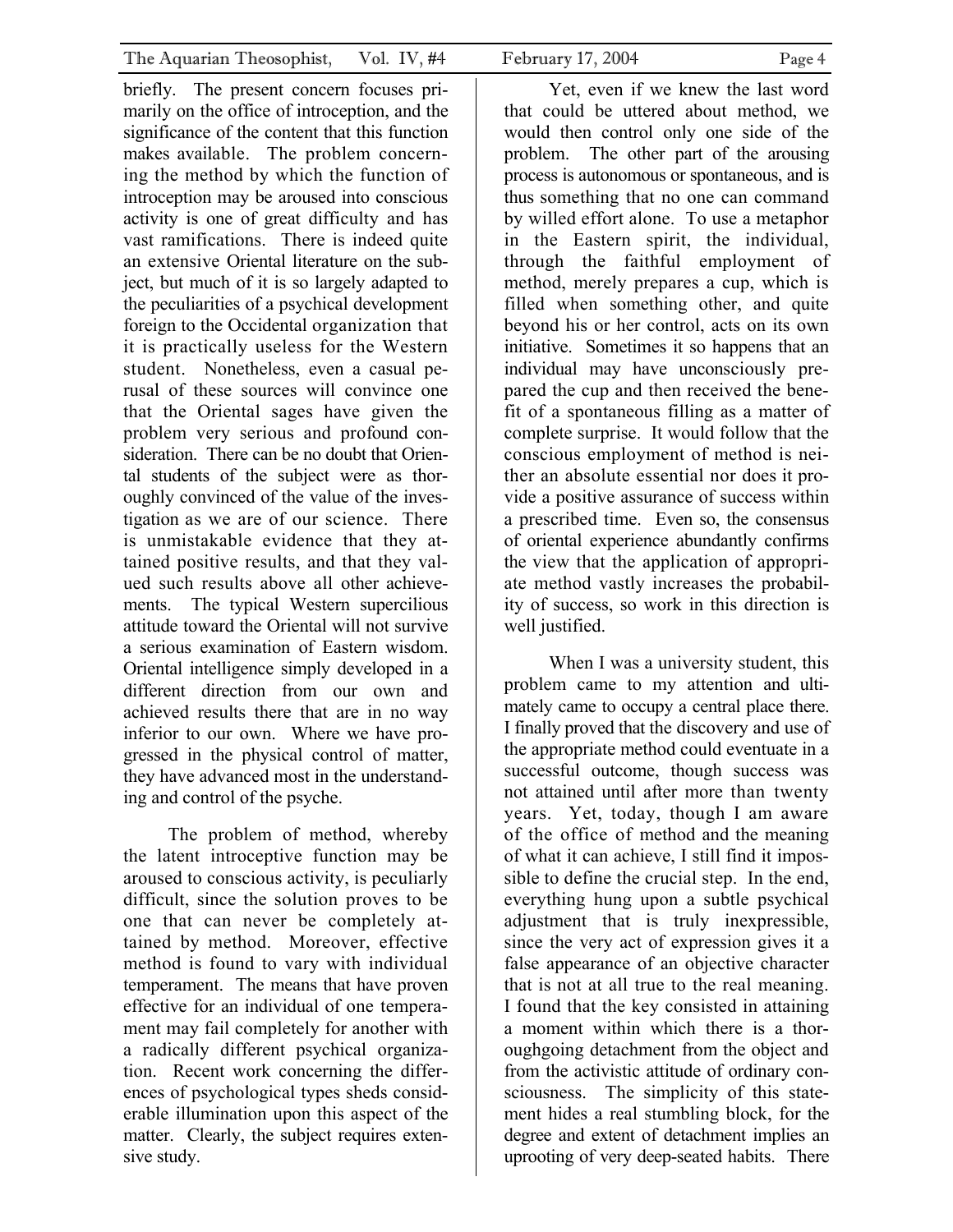briefly. The present concern focuses primarily on the office of introception, and the significance of the content that this function makes available. The problem concerning the method by which the function of introception may be aroused into conscious activity is one of great difficulty and has vast ramifications. There is indeed quite an extensive Oriental literature on the subject, but much of it is so largely adapted to the peculiarities of a psychical development foreign to the Occidental organization that it is practically useless for the Western student. Nonetheless, even a casual perusal of these sources will convince one that the Oriental sages have given the problem very serious and profound consideration. There can be no doubt that Oriental students of the subject were as thoroughly convinced of the value of the investigation as we are of our science. There is unmistakable evidence that they attained positive results, and that they valued such results above all other achievements. The typical Western supercilious attitude toward the Oriental will not survive a serious examination of Eastern wisdom. Oriental intelligence simply developed in a different direction from our own and achieved results there that are in no way inferior to our own. Where we have progressed in the physical control of matter, they have advanced most in the understanding and control of the psyche.

The problem of method, whereby the latent introceptive function may be aroused to conscious activity, is peculiarly difficult, since the solution proves to be one that can never be completely attained by method. Moreover, effective method is found to vary with individual temperament. The means that have proven effective for an individual of one temperament may fail completely for another with a radically different psychical organization. Recent work concerning the differences of psychological types sheds considerable illumination upon this aspect of the matter. Clearly, the subject requires extensive study.

Yet, even if we knew the last word that could be uttered about method, we would then control only one side of the problem. The other part of the arousing process is autonomous or spontaneous, and is thus something that no one can command by willed effort alone. To use a metaphor in the Eastern spirit, the individual, through the faithful employment of method, merely prepares a cup, which is filled when something other, and quite beyond his or her control, acts on its own initiative. Sometimes it so happens that an individual may have unconsciously prepared the cup and then received the benefit of a spontaneous filling as a matter of complete surprise. It would follow that the conscious employment of method is neither an absolute essential nor does it provide a positive assurance of success within a prescribed time. Even so, the consensus of oriental experience abundantly confirms the view that the application of appropriate method vastly increases the probability of success, so work in this direction is well justified.

When I was a university student, this problem came to my attention and ultimately came to occupy a central place there. I finally proved that the discovery and use of the appropriate method could eventuate in a successful outcome, though success was not attained until after more than twenty years. Yet, today, though I am aware of the office of method and the meaning of what it can achieve, I still find it impossible to define the crucial step. In the end, everything hung upon a subtle psychical adjustment that is truly inexpressible, since the very act of expression gives it a false appearance of an objective character that is not at all true to the real meaning. I found that the key consisted in attaining a moment within which there is a thoroughgoing detachment from the object and from the activistic attitude of ordinary consciousness. The simplicity of this statement hides a real stumbling block, for the degree and extent of detachment implies an uprooting of very deep-seated habits. There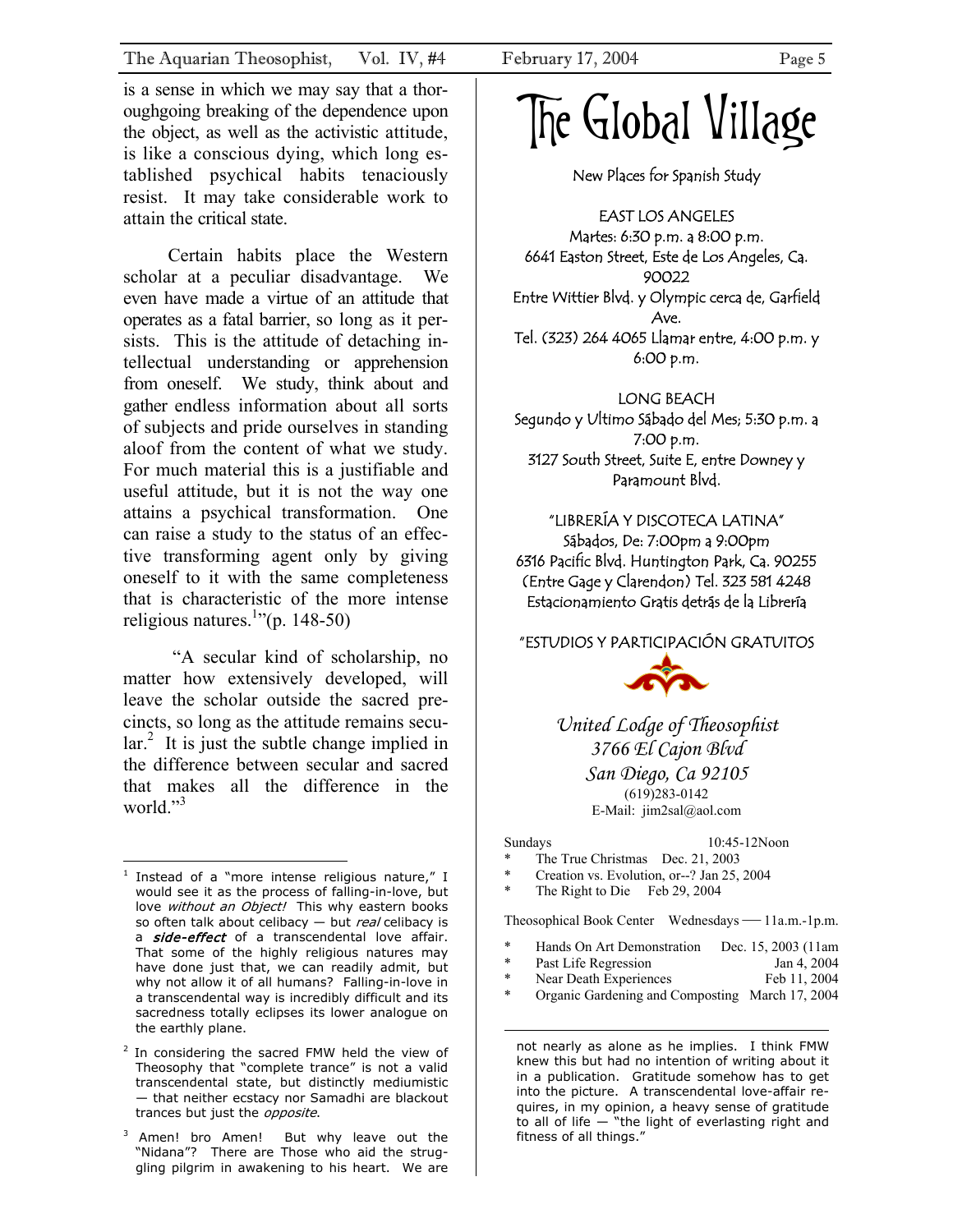is a sense in which we may say that a thoroughgoing breaking of the dependence upon the object, as well as the activistic attitude, is like a conscious dying, which long established psychical habits tenaciously resist. It may take considerable work to attain the critical state.

Certain habits place the Western scholar at a peculiar disadvantage. We even have made a virtue of an attitude that operates as a fatal barrier, so long as it persists. This is the attitude of detaching intellectual understanding or apprehension from oneself. We study, think about and gather endless information about all sorts of subjects and pride ourselves in standing aloof from the content of what we study. For much material this is a justifiable and useful attitude, but it is not the way one attains a psychical transformation. One can raise a study to the status of an effective transforming agent only by giving oneself to it with the same completeness that is characteristic of the more intense religious natures.[1]"(p. 148-50)

"A secular kind of scholarship, no matter how extensively developed, will leave the scholar outside the sacred precincts, so long as the attitude remains secular.[2] It is just the subtle change implied in the difference between secular and sacred that makes all the difference in the world."[3]

---

[1] Instead of a "more intense religious nature," I would see it as the process of falling-in-love, but love *without an Object!* This why eastern books so often talk about celibacy — but *real* celibacy is a ***side-effect*** of a transcendental love affair. That some of the highly religious natures may have done just that, we can readily admit, but why not allow it of all humans? Falling-in-love in a transcendental way is incredibly difficult and its sacredness totally eclipses its lower analogue on the earthly plane.

[2] In considering the sacred FMW held the view of Theosophy that "complete trance" is not a valid transcendental state, but distinctly mediumistic — that neither ecstacy nor Samadhi are blackout trances but just the *opposite*.

[3] Amen! bro Amen! But why leave out the "Nidana"? There are Those who aid the struggling pilgrim in awakening to his heart. We are not nearly as alone as he implies. I think FMW knew this but had no intention of writing about it in a publication. Gratitude somehow has to get into the picture. A transcendental love-affair requires, in my opinion, a heavy sense of gratitude to all of life — "the light of everlasting right and fitness of all things."

# The Global Village

New Places for Spanish Study

EAST LOS ANGELES
Martes: 6:30 p.m. a 8:00 p.m.
6641 Easton Street, Este de Los Angeles, Ca. 90022
Entre Wittier Blvd. y Olympic cerca de, Garfield Ave.
Tel. (323) 264 4065 Llamar entre, 4:00 p.m. y 6:00 p.m.

LONG BEACH
Segundo y Ultimo Sábado del Mes; 5:30 p.m. a 7:00 p.m.
3127 South Street, Suite E, entre Downey y Paramount Blvd.

"LIBRERÍA Y DISCOTECA LATINA"
Sábados, De: 7:00pm a 9:00pm
6316 Pacific Blvd. Huntington Park, Ca. 90255
(Entre Gage y Clarendon) Tel. 323 581 4248
Estacionamiento Gratis detrás de la Librería

"ESTUDIOS Y PARTICIPACIÓN GRATUITOS

*United Lodge of Theosophist*
*3766 El Cajon Blvd*
*San Diego, Ca 92105*
(619)283-0142
E-Mail: jim2sal@aol.com

Sundays 10:45-12Noon

* The True Christmas Dec. 21, 2003
* Creation vs. Evolution, or--? Jan 25, 2004
* The Right to Die Feb 29, 2004

Theosophical Book Center Wednesdays — 11a.m.-1p.m.

* Hands On Art Demonstration Dec. 15, 2003 (11am
* Past Life Regression Jan 4, 2004
* Near Death Experiences Feb 11, 2004
* Organic Gardening and Composting March 17, 2004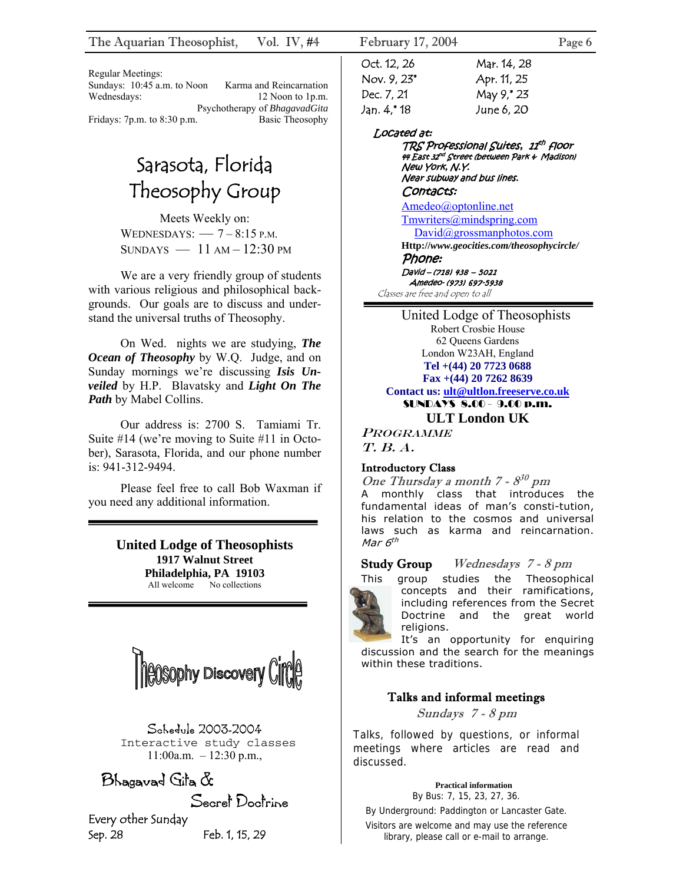Regular Meetings:
Sundays: 10:45 a.m. to Noon — Karma and Reincarnation
Wednesdays: 12 Noon to 1p.m. — Psychotherapy of *BhagavadGita*
Fridays: 7p.m. to 8:30 p.m. — Basic Theosophy

# Sarasota, Florida Theosophy Group

Meets Weekly on:
WEDNESDAYS: — 7 – 8:15 P.M.
SUNDAYS — 11 AM – 12:30 PM

We are a very friendly group of students with various religious and philosophical backgrounds. Our goals are to discuss and understand the universal truths of Theosophy.

On Wed. nights we are studying, ***The Ocean of Theosophy*** by W.Q. Judge, and on Sunday mornings we're discussing ***Isis Unveiled*** by H.P. Blavatsky and ***Light On The Path*** by Mabel Collins.

Our address is: 2700 S. Tamiami Tr. Suite #14 (we're moving to Suite #11 in October), Sarasota, Florida, and our phone number is: 941-312-9494.

Please feel free to call Bob Waxman if you need any additional information.

---

**United Lodge of Theosophists**
**1917 Walnut Street**
**Philadelphia, PA 19103**
All welcome — No collections

---

# Theosophy Discovery Circle

Schedule 2003-2004
Interactive study classes
11:00a.m. – 12:30 p.m.,

## Bhagavad Gita & Secret Doctrine

Every other Sunday

| | | | |
|---|---|---|---|
| Sep. 28 | Feb. 1, 15, 29 | | |
| Oct. 12, 26 | Mar. 14, 28 | | |
| Nov. 9, 23* | Apr. 11, 25 | | |
| Dec. 7, 21 | May 9,* 23 | | |
| Jan. 4,* 18 | June 6, 20 | | |

*Located at:*
*TRS Professional Suites, 11th floor*
*44 East 32nd Street (between Park & Madison)*
*New York, N.Y.*
*Near subway and bus lines.*

*Contacts:*
Amedeo@optonline.net
Tmwriters@mindspring.com
David@grossmanphotos.com
**Http://www.geocities.com/theosophycircle/**

*Phone:*
*David – (718) 438 – 5021*
*Amedeo- (973) 697-5938*
*Classes are free and open to all*

---

United Lodge of Theosophists
Robert Crosbie House
62 Queens Gardens
London W23AH, England
**Tel +(44) 20 7723 0688**
**Fax +(44) 20 7262 8639**
**Contact us: ult@ultlon.freeserve.co.uk**
**SUNDAYS 8.00 - 9.00 p.m.**

**ULT London UK**

*PROGRAMME*
*T. B. A.*

**Introductory Class**
*One Thursday a month 7 - 8$^{30}$ pm*
A monthly class that introduces the fundamental ideas of man's consti-tution, his relation to the cosmos and universal laws such as karma and reincarnation.
*Mar 6th*

**Study Group** *Wednesdays 7 - 8 pm*
This group studies the Theosophical concepts and their ramifications, including references from the Secret Doctrine and the great world religions.
It's an opportunity for enquiring discussion and the search for the meanings within these traditions.

**Talks and informal meetings**
*Sundays 7 - 8 pm*

Talks, followed by questions, or informal meetings where articles are read and discussed.

**Practical information**
By Bus: 7, 15, 23, 27, 36.
By Underground: Paddington or Lancaster Gate.
Visitors are welcome and may use the reference library, please call or e-mail to arrange.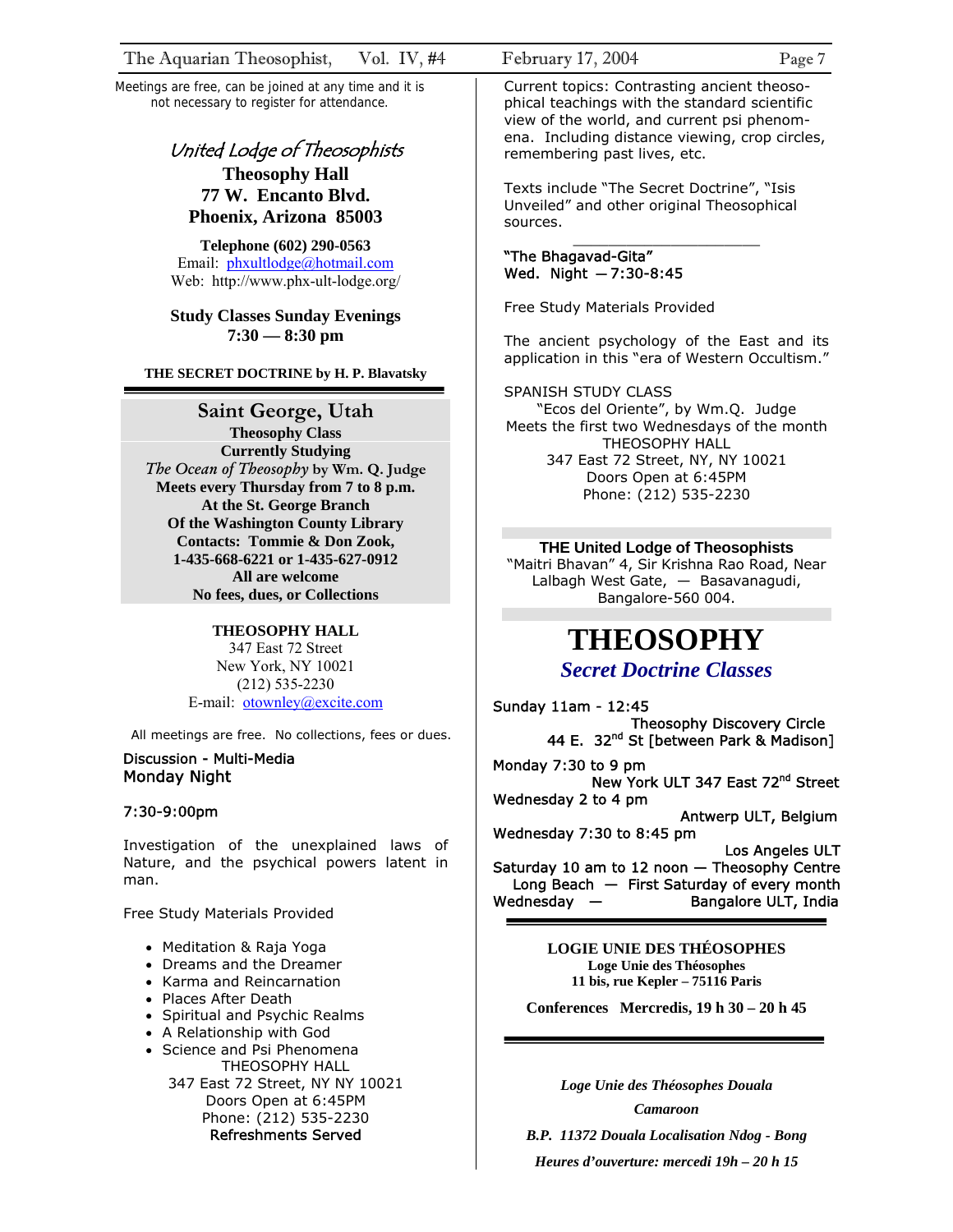Meetings are free, can be joined at any time and it is not necessary to register for attendance.

## *United Lodge of Theosophists*

**Theosophy Hall**
**77 W. Encanto Blvd.**
**Phoenix, Arizona 85003**

**Telephone (602) 290-0563**
Email: phxultlodge@hotmail.com
Web: http://www.phx-ult-lodge.org/

**Study Classes Sunday Evenings**
**7:30 — 8:30 pm**

**THE SECRET DOCTRINE by H. P. Blavatsky**

---

## Saint George, Utah

**Theosophy Class**
**Currently Studying**
***The Ocean of Theosophy* by Wm. Q. Judge**
**Meets every Thursday from 7 to 8 p.m.**
**At the St. George Branch**
**Of the Washington County Library**
**Contacts: Tommie & Don Zook,**
**1-435-668-6221 or 1-435-627-0912**
**All are welcome**
**No fees, dues, or Collections**

**THEOSOPHY HALL**
347 East 72 Street
New York, NY 10021
(212) 535-2230
E-mail: otownley@excite.com

All meetings are free. No collections, fees or dues.

Discussion - Multi-Media
Monday Night

7:30-9:00pm

Investigation of the unexplained laws of Nature, and the psychical powers latent in man.

Free Study Materials Provided

- Meditation & Raja Yoga
- Dreams and the Dreamer
- Karma and Reincarnation
- Places After Death
- Spiritual and Psychic Realms
- A Relationship with God
- Science and Psi Phenomena

THEOSOPHY HALL
347 East 72 Street, NY NY 10021
Doors Open at 6:45PM
Phone: (212) 535-2230
Refreshments Served

Current topics: Contrasting ancient theosophical teachings with the standard scientific view of the world, and current psi phenomena. Including distance viewing, crop circles, remembering past lives, etc.

Texts include "The Secret Doctrine", "Isis Unveiled" and other original Theosophical sources.

---

"The Bhagavad-Gita"
Wed. Night — 7:30-8:45

Free Study Materials Provided

The ancient psychology of the East and its application in this "era of Western Occultism."

SPANISH STUDY CLASS
"Ecos del Oriente", by Wm.Q. Judge
Meets the first two Wednesdays of the month
THEOSOPHY HALL
347 East 72 Street, NY, NY 10021
Doors Open at 6:45PM
Phone: (212) 535-2230

---

**THE United Lodge of Theosophists**
"Maitri Bhavan" 4, Sir Krishna Rao Road, Near Lalbagh West Gate, — Basavanagudi, Bangalore-560 004.

---

# THEOSOPHY

## *Secret Doctrine Classes*

Sunday 11am - 12:45
Theosophy Discovery Circle
44 E. 32nd St [between Park & Madison]

Monday 7:30 to 9 pm
New York ULT 347 East 72nd Street

Wednesday 2 to 4 pm
Antwerp ULT, Belgium

Wednesday 7:30 to 8:45 pm
Los Angeles ULT

Saturday 10 am to 12 noon — Theosophy Centre
Long Beach — First Saturday of every month

Wednesday — Bangalore ULT, India

---

**LOGIE UNIE DES THÉOSOPHES**
**Loge Unie des Théosophes**
**11 bis, rue Kepler – 75116 Paris**

**Conferences Mercredis, 19 h 30 – 20 h 45**

---

***Loge Unie des Théosophes Douala***

***Camaroon***

***B.P. 11372 Douala Localisation Ndog - Bong***

***Heures d'ouverture: mercedi 19h – 20 h 15***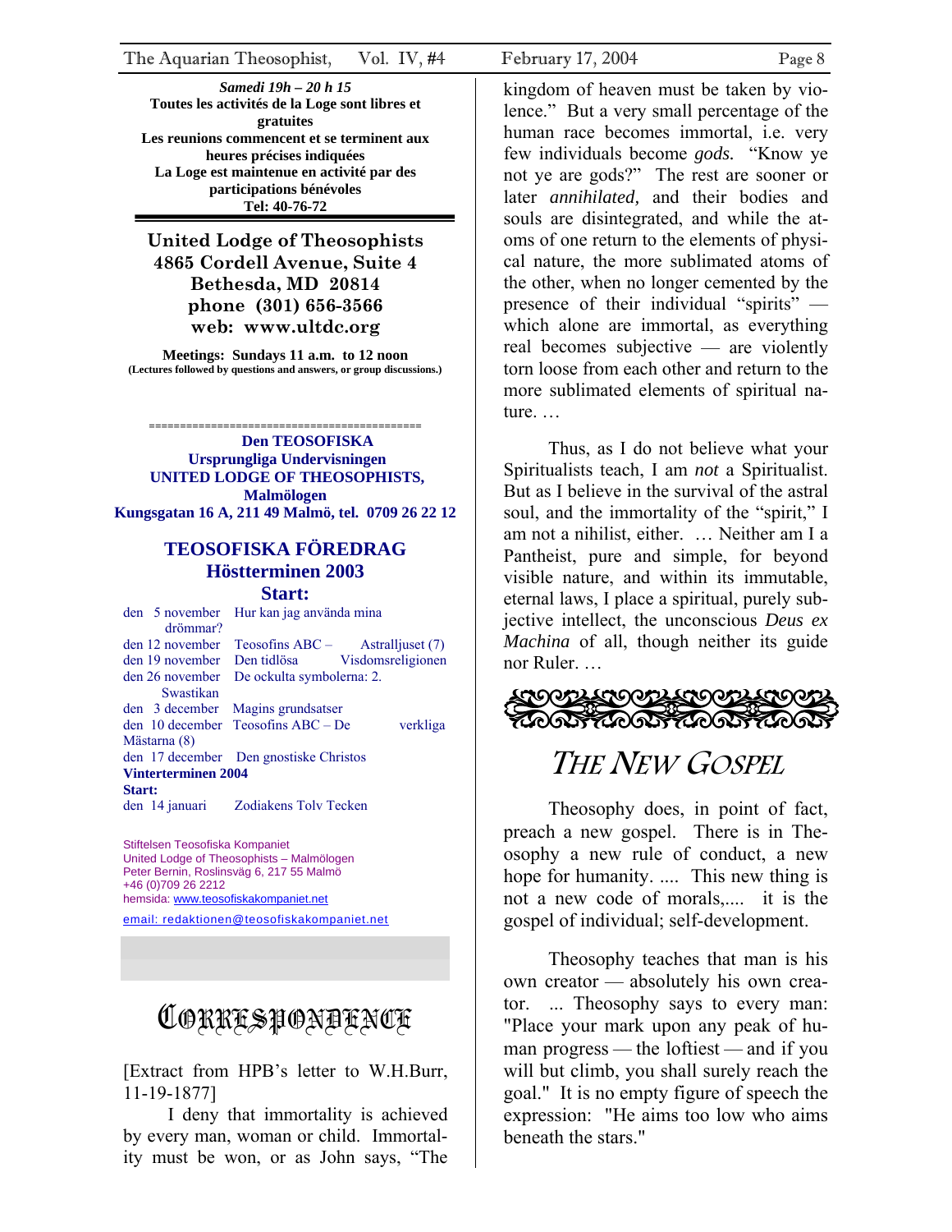**Samedi 19h – 20 h 15**
**Toutes les activités de la Loge sont libres et gratuites**
**Les reunions commencent et se terminent aux heures précises indiquées**
**La Loge est maintenue en activité par des participations bénévoles**
**Tel: 40-76-72**

---

**United Lodge of Theosophists**
**4865 Cordell Avenue, Suite 4**
**Bethesda, MD 20814**
**phone (301) 656-3566**
**web: www.ultdc.org**

**Meetings: Sundays 11 a.m. to 12 noon**
**(Lectures followed by questions and answers, or group discussions.)**

===========================================

**Den TEOSOFISKA**
**Ursprungliga Undervisningen**
**UNITED LODGE OF THEOSOPHISTS, Malmölogen**
**Kungsgatan 16 A, 211 49 Malmö, tel. 0709 26 22 12**

## TEOSOFISKA FÖREDRAG
## Höstterminen 2003
### Start:

| | |
|---|---|
| den 5 november | Hur kan jag använda mina drömmar? |
| den 12 november | Teosofins ABC – Astralljuset (7) |
| den 19 november | Den tidlösa Visdomsreligionen |
| den 26 november | De ockulta symbolerna: 2. Swastikan |
| den 3 december | Magins grundsatser |
| den 10 december | Teosofins ABC – De verkliga Mästarna (8) |
| den 17 december | Den gnostiske Christos |

**Vinterterminen 2004**
**Start:**

| | |
|---|---|
| den 14 januari | Zodiakens Tolv Tecken |

Stiftelsen Teosofiska Kompaniet
United Lodge of Theosophists – Malmölogen
Peter Bernin, Roslinsväg 6, 217 55 Malmö
+46 (0)709 26 2212
hemsida: www.teosofiskakompaniet.net
email: redaktionen@teosofiskakompaniet.net

# CORRESPONDENCE

[Extract from HPB's letter to W.H.Burr, 11-19-1877]

I deny that immortality is achieved by every man, woman or child. Immortality must be won, or as John says, "The kingdom of heaven must be taken by violence." But a very small percentage of the human race becomes immortal, i.e. very few individuals become *gods.* "Know ye not ye are gods?" The rest are sooner or later *annihilated,* and their bodies and souls are disintegrated, and while the atoms of one return to the elements of physical nature, the more sublimated atoms of the other, when no longer cemented by the presence of their individual "spirits" — which alone are immortal, as everything real becomes subjective — are violently torn loose from each other and return to the more sublimated elements of spiritual nature. …

Thus, as I do not believe what your Spiritualists teach, I am *not* a Spiritualist. But as I believe in the survival of the astral soul, and the immortality of the "spirit," I am not a nihilist, either. … Neither am I a Pantheist, pure and simple, for beyond visible nature, and within its immutable, eternal laws, I place a spiritual, purely subjective intellect, the unconscious *Deus ex Machina* of all, though neither its guide nor Ruler. …

# THE NEW GOSPEL

Theosophy does, in point of fact, preach a new gospel. There is in Theosophy a new rule of conduct, a new hope for humanity. .... This new thing is not a new code of morals,.... it is the gospel of individual; self-development.

Theosophy teaches that man is his own creator — absolutely his own creator. ... Theosophy says to every man: "Place your mark upon any peak of human progress — the loftiest — and if you will but climb, you shall surely reach the goal." It is no empty figure of speech the expression: "He aims too low who aims beneath the stars."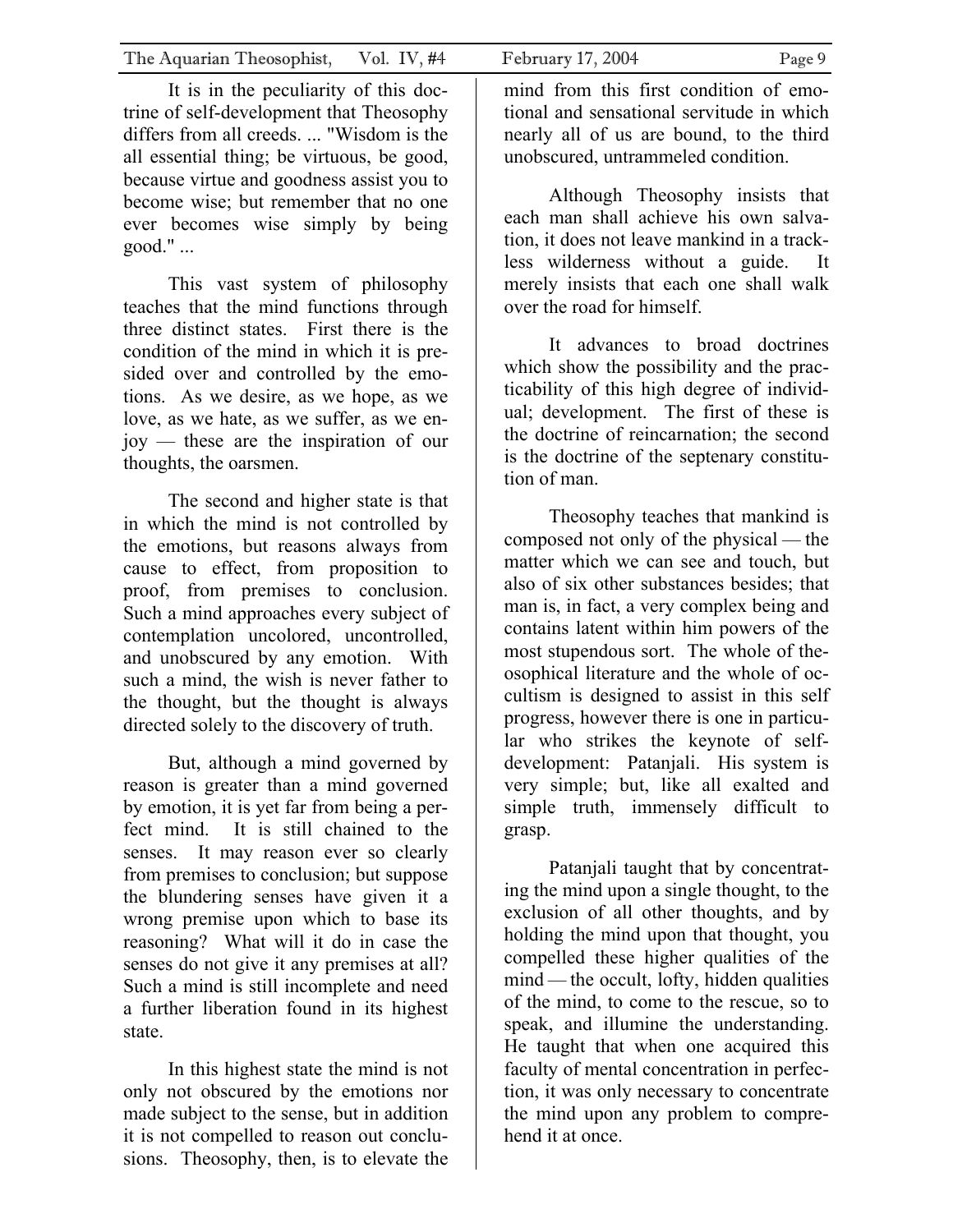It is in the peculiarity of this doctrine of self-development that Theosophy differs from all creeds. ... "Wisdom is the all essential thing; be virtuous, be good, because virtue and goodness assist you to become wise; but remember that no one ever becomes wise simply by being good." ...

This vast system of philosophy teaches that the mind functions through three distinct states. First there is the condition of the mind in which it is presided over and controlled by the emotions. As we desire, as we hope, as we love, as we hate, as we suffer, as we enjoy — these are the inspiration of our thoughts, the oarsmen.

The second and higher state is that in which the mind is not controlled by the emotions, but reasons always from cause to effect, from proposition to proof, from premises to conclusion. Such a mind approaches every subject of contemplation uncolored, uncontrolled, and unobscured by any emotion. With such a mind, the wish is never father to the thought, but the thought is always directed solely to the discovery of truth.

But, although a mind governed by reason is greater than a mind governed by emotion, it is yet far from being a perfect mind. It is still chained to the senses. It may reason ever so clearly from premises to conclusion; but suppose the blundering senses have given it a wrong premise upon which to base its reasoning? What will it do in case the senses do not give it any premises at all? Such a mind is still incomplete and need a further liberation found in its highest state.

In this highest state the mind is not only not obscured by the emotions nor made subject to the sense, but in addition it is not compelled to reason out conclusions. Theosophy, then, is to elevate the mind from this first condition of emotional and sensational servitude in which nearly all of us are bound, to the third unobscured, untrammeled condition.

Although Theosophy insists that each man shall achieve his own salvation, it does not leave mankind in a trackless wilderness without a guide. It merely insists that each one shall walk over the road for himself.

It advances to broad doctrines which show the possibility and the practicability of this high degree of individual; development. The first of these is the doctrine of reincarnation; the second is the doctrine of the septenary constitution of man.

Theosophy teaches that mankind is composed not only of the physical — the matter which we can see and touch, but also of six other substances besides; that man is, in fact, a very complex being and contains latent within him powers of the most stupendous sort. The whole of theosophical literature and the whole of occultism is designed to assist in this self progress, however there is one in particular who strikes the keynote of self-development: Patanjali. His system is very simple; but, like all exalted and simple truth, immensely difficult to grasp.

Patanjali taught that by concentrating the mind upon a single thought, to the exclusion of all other thoughts, and by holding the mind upon that thought, you compelled these higher qualities of the mind — the occult, lofty, hidden qualities of the mind, to come to the rescue, so to speak, and illumine the understanding. He taught that when one acquired this faculty of mental concentration in perfection, it was only necessary to concentrate the mind upon any problem to comprehend it at once.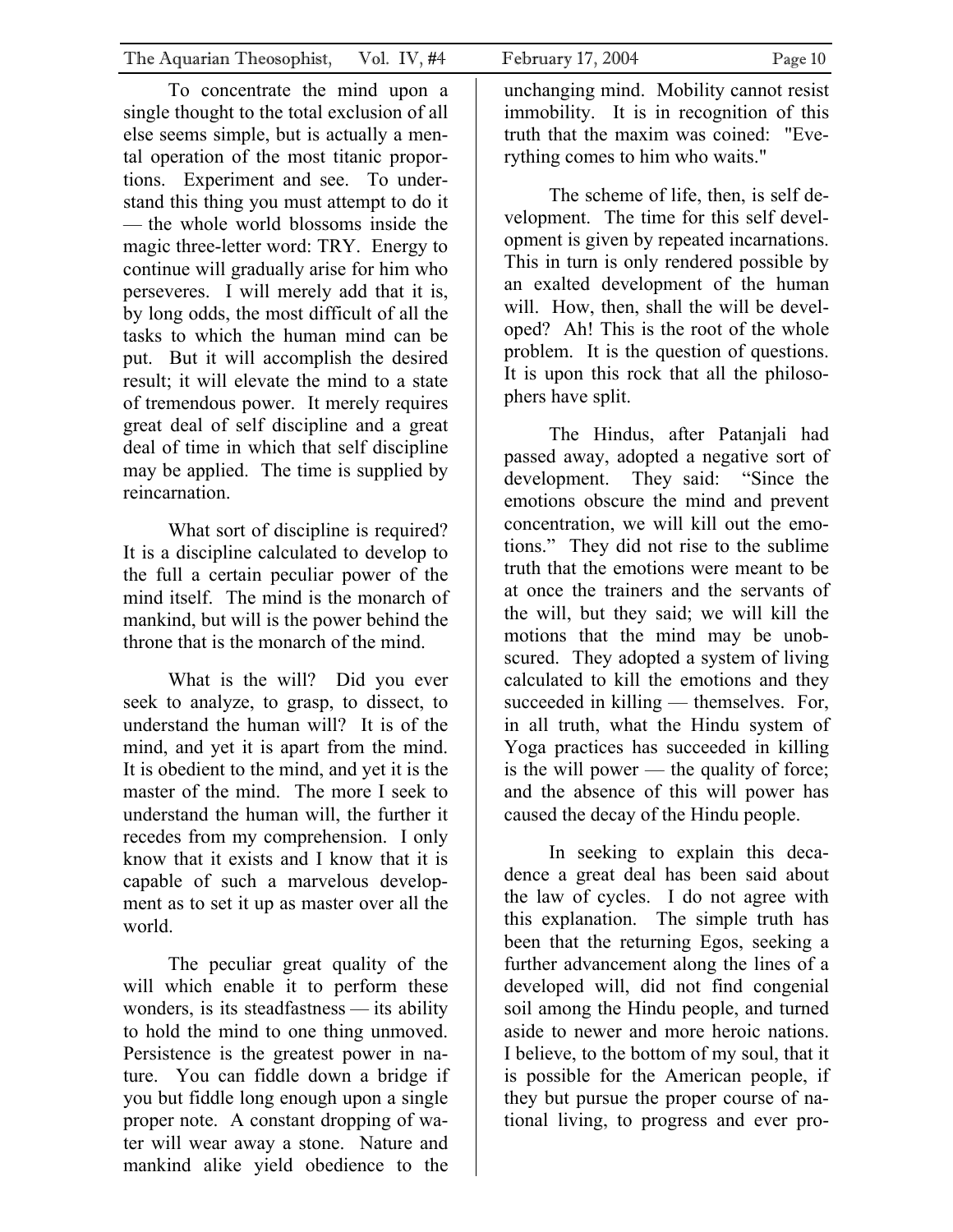To concentrate the mind upon a single thought to the total exclusion of all else seems simple, but is actually a mental operation of the most titanic proportions. Experiment and see. To understand this thing you must attempt to do it — the whole world blossoms inside the magic three-letter word: TRY. Energy to continue will gradually arise for him who perseveres. I will merely add that it is, by long odds, the most difficult of all the tasks to which the human mind can be put. But it will accomplish the desired result; it will elevate the mind to a state of tremendous power. It merely requires great deal of self discipline and a great deal of time in which that self discipline may be applied. The time is supplied by reincarnation.

What sort of discipline is required? It is a discipline calculated to develop to the full a certain peculiar power of the mind itself. The mind is the monarch of mankind, but will is the power behind the throne that is the monarch of the mind.

What is the will? Did you ever seek to analyze, to grasp, to dissect, to understand the human will? It is of the mind, and yet it is apart from the mind. It is obedient to the mind, and yet it is the master of the mind. The more I seek to understand the human will, the further it recedes from my comprehension. I only know that it exists and I know that it is capable of such a marvelous development as to set it up as master over all the world.

The peculiar great quality of the will which enable it to perform these wonders, is its steadfastness — its ability to hold the mind to one thing unmoved. Persistence is the greatest power in nature. You can fiddle down a bridge if you but fiddle long enough upon a single proper note. A constant dropping of water will wear away a stone. Nature and mankind alike yield obedience to the unchanging mind. Mobility cannot resist immobility. It is in recognition of this truth that the maxim was coined: "Everything comes to him who waits."

The scheme of life, then, is self development. The time for this self development is given by repeated incarnations. This in turn is only rendered possible by an exalted development of the human will. How, then, shall the will be developed? Ah! This is the root of the whole problem. It is the question of questions. It is upon this rock that all the philosophers have split.

The Hindus, after Patanjali had passed away, adopted a negative sort of development. They said: "Since the emotions obscure the mind and prevent concentration, we will kill out the emotions." They did not rise to the sublime truth that the emotions were meant to be at once the trainers and the servants of the will, but they said; we will kill the motions that the mind may be unobscured. They adopted a system of living calculated to kill the emotions and they succeeded in killing — themselves. For, in all truth, what the Hindu system of Yoga practices has succeeded in killing is the will power — the quality of force; and the absence of this will power has caused the decay of the Hindu people.

In seeking to explain this decadence a great deal has been said about the law of cycles. I do not agree with this explanation. The simple truth has been that the returning Egos, seeking a further advancement along the lines of a developed will, did not find congenial soil among the Hindu people, and turned aside to newer and more heroic nations. I believe, to the bottom of my soul, that it is possible for the American people, if they but pursue the proper course of national living, to progress and ever pro-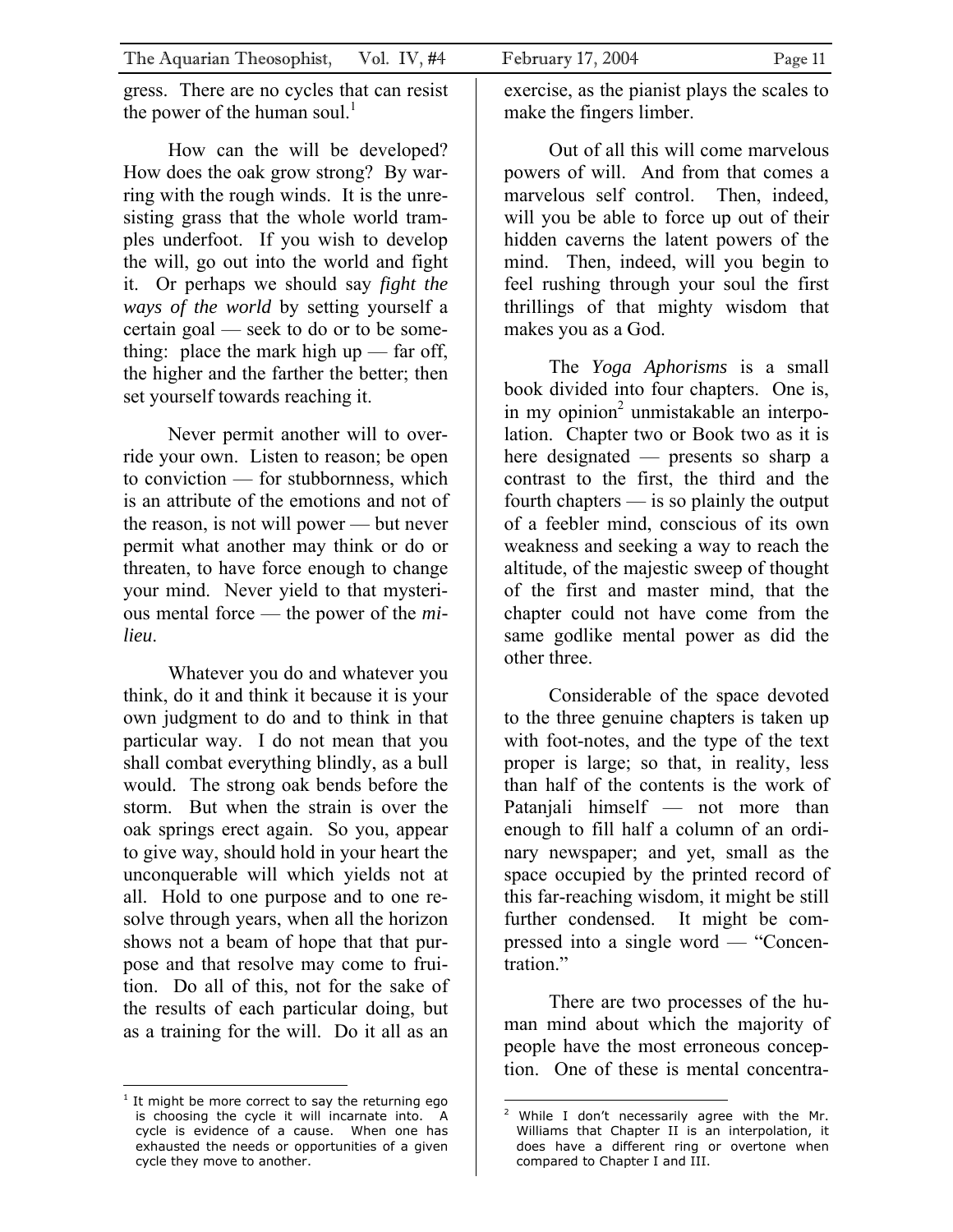gress. There are no cycles that can resist the power of the human soul.[1]

How can the will be developed? How does the oak grow strong? By warring with the rough winds. It is the unresisting grass that the whole world tramples underfoot. If you wish to develop the will, go out into the world and fight it. Or perhaps we should say *fight the ways of the world* by setting yourself a certain goal — seek to do or to be something: place the mark high up — far off, the higher and the farther the better; then set yourself towards reaching it.

Never permit another will to override your own. Listen to reason; be open to conviction — for stubbornness, which is an attribute of the emotions and not of the reason, is not will power — but never permit what another may think or do or threaten, to have force enough to change your mind. Never yield to that mysterious mental force — the power of the *milieu*.

Whatever you do and whatever you think, do it and think it because it is your own judgment to do and to think in that particular way. I do not mean that you shall combat everything blindly, as a bull would. The strong oak bends before the storm. But when the strain is over the oak springs erect again. So you, appear to give way, should hold in your heart the unconquerable will which yields not at all. Hold to one purpose and to one resolve through years, when all the horizon shows not a beam of hope that that purpose and that resolve may come to fruition. Do all of this, not for the sake of the results of each particular doing, but as a training for the will. Do it all as an exercise, as the pianist plays the scales to make the fingers limber.

Out of all this will come marvelous powers of will. And from that comes a marvelous self control. Then, indeed, will you be able to force up out of their hidden caverns the latent powers of the mind. Then, indeed, will you begin to feel rushing through your soul the first thrillings of that mighty wisdom that makes you as a God.

The *Yoga Aphorisms* is a small book divided into four chapters. One is, in my opinion[2] unmistakable an interpolation. Chapter two or Book two as it is here designated — presents so sharp a contrast to the first, the third and the fourth chapters — is so plainly the output of a feebler mind, conscious of its own weakness and seeking a way to reach the altitude, of the majestic sweep of thought of the first and master mind, that the chapter could not have come from the same godlike mental power as did the other three.

Considerable of the space devoted to the three genuine chapters is taken up with foot-notes, and the type of the text proper is large; so that, in reality, less than half of the contents is the work of Patanjali himself — not more than enough to fill half a column of an ordinary newspaper; and yet, small as the space occupied by the printed record of this far-reaching wisdom, it might be still further condensed. It might be compressed into a single word — "Concentration."

There are two processes of the human mind about which the majority of people have the most erroneous conception. One of these is mental concentra-

---

[1] It might be more correct to say the returning ego is choosing the cycle it will incarnate into. A cycle is evidence of a cause. When one has exhausted the needs or opportunities of a given cycle they move to another.

[2] While I don't necessarily agree with the Mr. Williams that Chapter II is an interpolation, it does have a different ring or overtone when compared to Chapter I and III.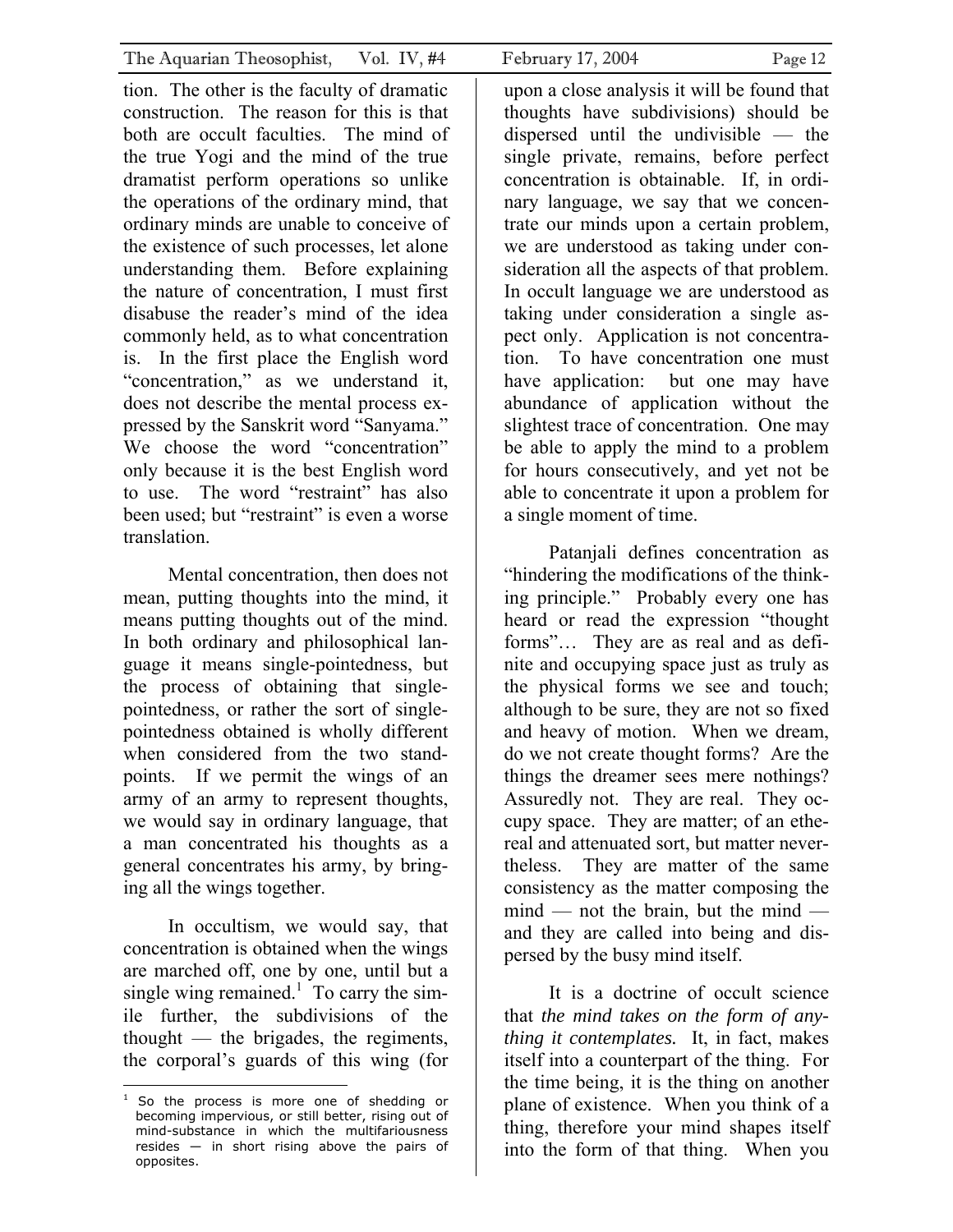tion. The other is the faculty of dramatic construction. The reason for this is that both are occult faculties. The mind of the true Yogi and the mind of the true dramatist perform operations so unlike the operations of the ordinary mind, that ordinary minds are unable to conceive of the existence of such processes, let alone understanding them. Before explaining the nature of concentration, I must first disabuse the reader's mind of the idea commonly held, as to what concentration is. In the first place the English word "concentration," as we understand it, does not describe the mental process expressed by the Sanskrit word "Sanyama." We choose the word "concentration" only because it is the best English word to use. The word "restraint" has also been used; but "restraint" is even a worse translation.

Mental concentration, then does not mean, putting thoughts into the mind, it means putting thoughts out of the mind. In both ordinary and philosophical language it means single-pointedness, but the process of obtaining that single-pointedness, or rather the sort of single-pointedness obtained is wholly different when considered from the two standpoints. If we permit the wings of an army of an army to represent thoughts, we would say in ordinary language, that a man concentrated his thoughts as a general concentrates his army, by bringing all the wings together.

In occultism, we would say, that concentration is obtained when the wings are marched off, one by one, until but a single wing remained.[1] To carry the simile further, the subdivisions of the thought — the brigades, the regiments, the corporal's guards of this wing (for upon a close analysis it will be found that thoughts have subdivisions) should be dispersed until the undivisible — the single private, remains, before perfect concentration is obtainable. If, in ordinary language, we say that we concentrate our minds upon a certain problem, we are understood as taking under consideration all the aspects of that problem. In occult language we are understood as taking under consideration a single aspect only. Application is not concentration. To have concentration one must have application: but one may have abundance of application without the slightest trace of concentration. One may be able to apply the mind to a problem for hours consecutively, and yet not be able to concentrate it upon a problem for a single moment of time.

Patanjali defines concentration as "hindering the modifications of the thinking principle." Probably every one has heard or read the expression "thought forms"… They are as real and as definite and occupying space just as truly as the physical forms we see and touch; although to be sure, they are not so fixed and heavy of motion. When we dream, do we not create thought forms? Are the things the dreamer sees mere nothings? Assuredly not. They are real. They occupy space. They are matter; of an ethereal and attenuated sort, but matter nevertheless. They are matter of the same consistency as the matter composing the mind — not the brain, but the mind — and they are called into being and dispersed by the busy mind itself.

It is a doctrine of occult science that *the mind takes on the form of anything it contemplates.* It, in fact, makes itself into a counterpart of the thing. For the time being, it is the thing on another plane of existence. When you think of a thing, therefore your mind shapes itself into the form of that thing. When you

[1] So the process is more one of shedding or becoming impervious, or still better, rising out of mind-substance in which the multifariousness resides — in short rising above the pairs of opposites.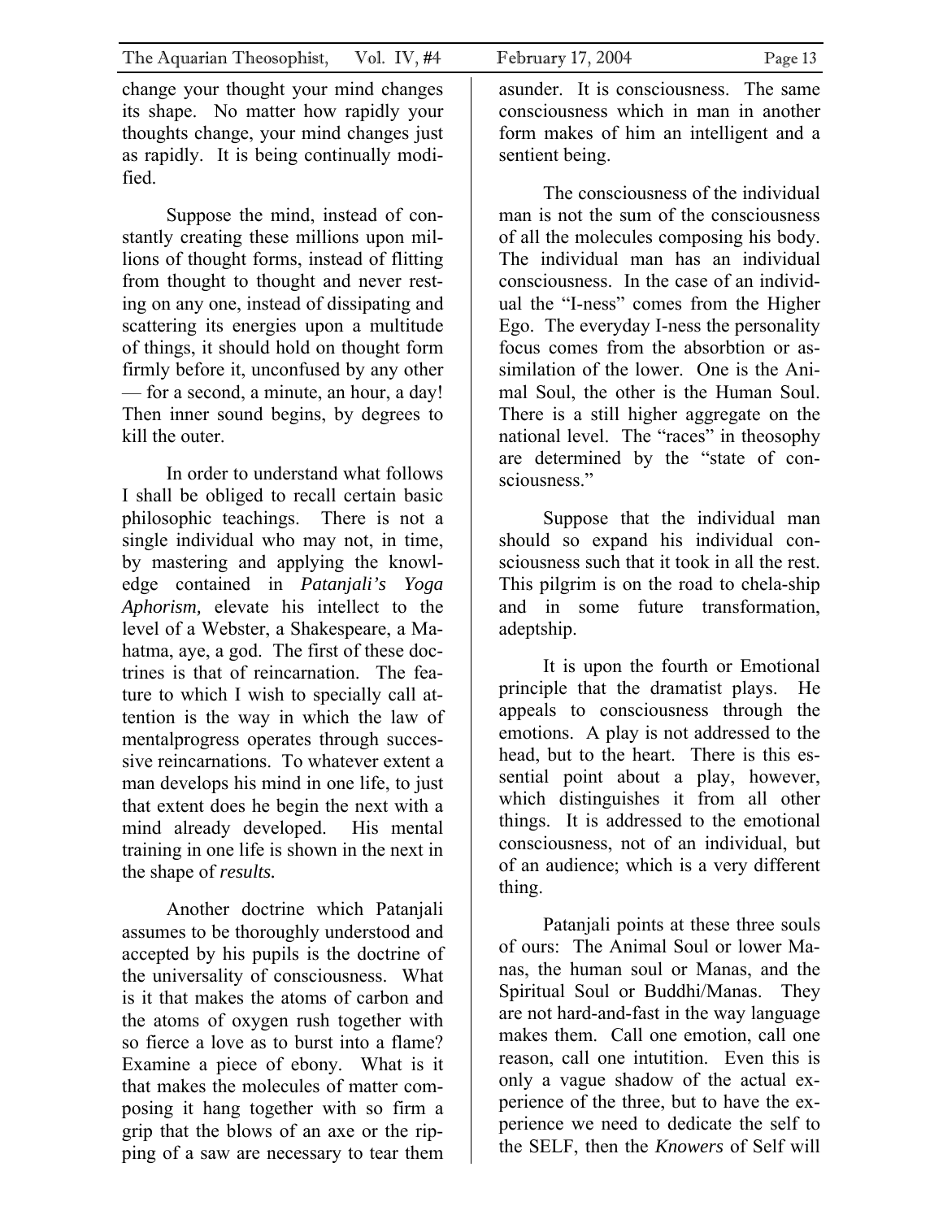change your thought your mind changes its shape. No matter how rapidly your thoughts change, your mind changes just as rapidly. It is being continually modified.

Suppose the mind, instead of constantly creating these millions upon millions of thought forms, instead of flitting from thought to thought and never resting on any one, instead of dissipating and scattering its energies upon a multitude of things, it should hold on thought form firmly before it, unconfused by any other — for a second, a minute, an hour, a day! Then inner sound begins, by degrees to kill the outer.

In order to understand what follows I shall be obliged to recall certain basic philosophic teachings. There is not a single individual who may not, in time, by mastering and applying the knowledge contained in *Patanjali's Yoga Aphorism,* elevate his intellect to the level of a Webster, a Shakespeare, a Mahatma, aye, a god. The first of these doctrines is that of reincarnation. The feature to which I wish to specially call attention is the way in which the law of mentalprogress operates through successive reincarnations. To whatever extent a man develops his mind in one life, to just that extent does he begin the next with a mind already developed. His mental training in one life is shown in the next in the shape of *results.*

Another doctrine which Patanjali assumes to be thoroughly understood and accepted by his pupils is the doctrine of the universality of consciousness. What is it that makes the atoms of carbon and the atoms of oxygen rush together with so fierce a love as to burst into a flame? Examine a piece of ebony. What is it that makes the molecules of matter composing it hang together with so firm a grip that the blows of an axe or the ripping of a saw are necessary to tear them asunder. It is consciousness. The same consciousness which in man in another form makes of him an intelligent and a sentient being.

The consciousness of the individual man is not the sum of the consciousness of all the molecules composing his body. The individual man has an individual consciousness. In the case of an individual the "I-ness" comes from the Higher Ego. The everyday I-ness the personality focus comes from the absorbtion or assimilation of the lower. One is the Animal Soul, the other is the Human Soul. There is a still higher aggregate on the national level. The "races" in theosophy are determined by the "state of consciousness."

Suppose that the individual man should so expand his individual consciousness such that it took in all the rest. This pilgrim is on the road to chela-ship and in some future transformation, adeptship.

It is upon the fourth or Emotional principle that the dramatist plays. He appeals to consciousness through the emotions. A play is not addressed to the head, but to the heart. There is this essential point about a play, however, which distinguishes it from all other things. It is addressed to the emotional consciousness, not of an individual, but of an audience; which is a very different thing.

Patanjali points at these three souls of ours: The Animal Soul or lower Manas, the human soul or Manas, and the Spiritual Soul or Buddhi/Manas. They are not hard-and-fast in the way language makes them. Call one emotion, call one reason, call one intutition. Even this is only a vague shadow of the actual experience of the three, but to have the experience we need to dedicate the self to the SELF, then the *Knowers* of Self will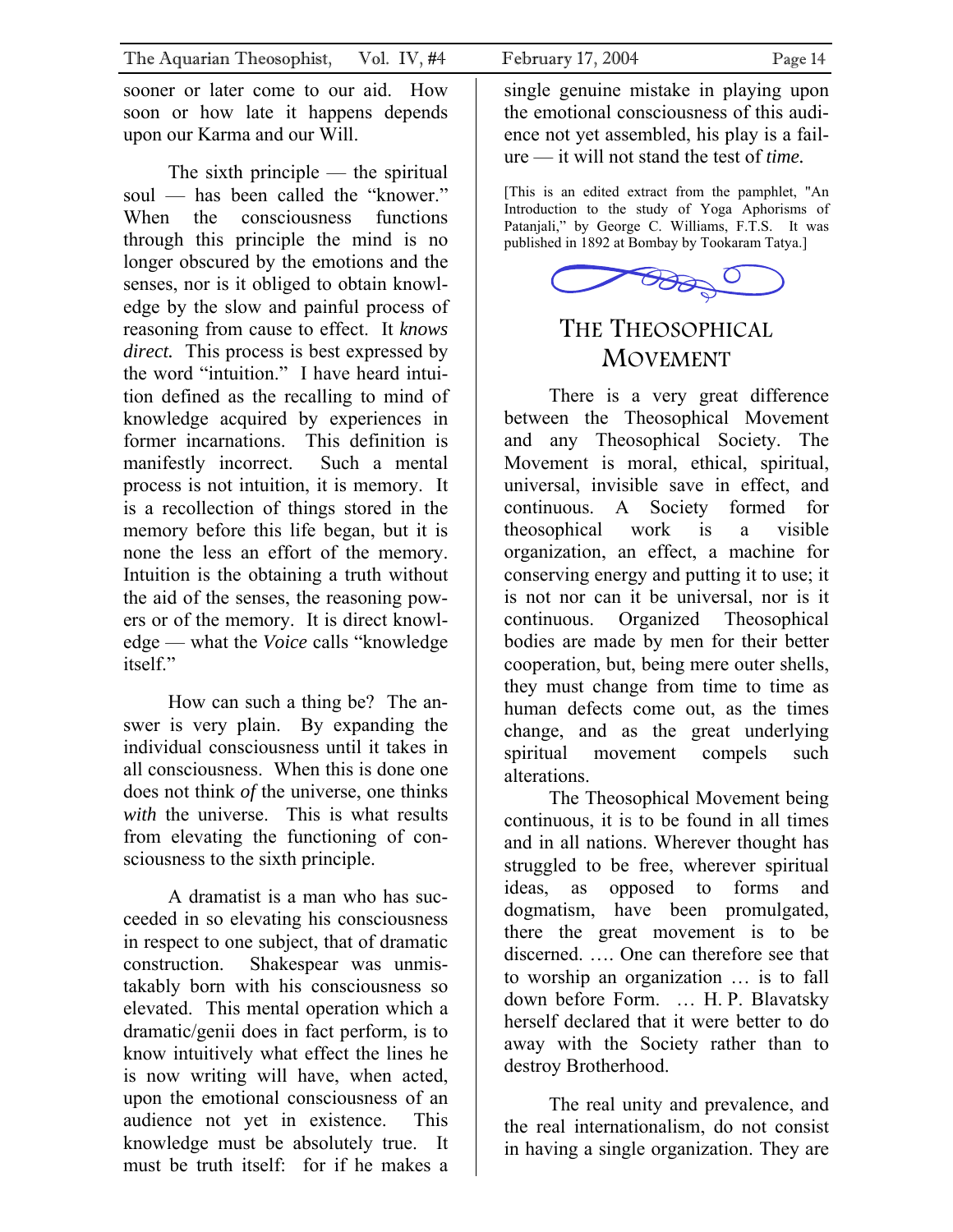sooner or later come to our aid. How soon or how late it happens depends upon our Karma and our Will.

The sixth principle — the spiritual soul — has been called the "knower." When the consciousness functions through this principle the mind is no longer obscured by the emotions and the senses, nor is it obliged to obtain knowledge by the slow and painful process of reasoning from cause to effect. It *knows direct.* This process is best expressed by the word "intuition." I have heard intuition defined as the recalling to mind of knowledge acquired by experiences in former incarnations. This definition is manifestly incorrect. Such a mental process is not intuition, it is memory. It is a recollection of things stored in the memory before this life began, but it is none the less an effort of the memory. Intuition is the obtaining a truth without the aid of the senses, the reasoning powers or of the memory. It is direct knowledge — what the *Voice* calls "knowledge itself."

How can such a thing be? The answer is very plain. By expanding the individual consciousness until it takes in all consciousness. When this is done one does not think *of* the universe, one thinks *with* the universe. This is what results from elevating the functioning of consciousness to the sixth principle.

A dramatist is a man who has succeeded in so elevating his consciousness in respect to one subject, that of dramatic construction. Shakespear was unmistakably born with his consciousness so elevated. This mental operation which a dramatic/genii does in fact perform, is to know intuitively what effect the lines he is now writing will have, when acted, upon the emotional consciousness of an audience not yet in existence. This knowledge must be absolutely true. It must be truth itself: for if he makes a single genuine mistake in playing upon the emotional consciousness of this audience not yet assembled, his play is a failure — it will not stand the test of *time.*

[This is an edited extract from the pamphlet, "An Introduction to the study of Yoga Aphorisms of Patanjali," by George C. Williams, F.T.S. It was published in 1892 at Bombay by Tookaram Tatya.]

## THE THEOSOPHICAL MOVEMENT

There is a very great difference between the Theosophical Movement and any Theosophical Society. The Movement is moral, ethical, spiritual, universal, invisible save in effect, and continuous. A Society formed for theosophical work is a visible organization, an effect, a machine for conserving energy and putting it to use; it is not nor can it be universal, nor is it continuous. Organized Theosophical bodies are made by men for their better cooperation, but, being mere outer shells, they must change from time to time as human defects come out, as the times change, and as the great underlying spiritual movement compels such alterations.

The Theosophical Movement being continuous, it is to be found in all times and in all nations. Wherever thought has struggled to be free, wherever spiritual ideas, as opposed to forms and dogmatism, have been promulgated, there the great movement is to be discerned. …. One can therefore see that to worship an organization … is to fall down before Form. … H. P. Blavatsky herself declared that it were better to do away with the Society rather than to destroy Brotherhood.

The real unity and prevalence, and the real internationalism, do not consist in having a single organization. They are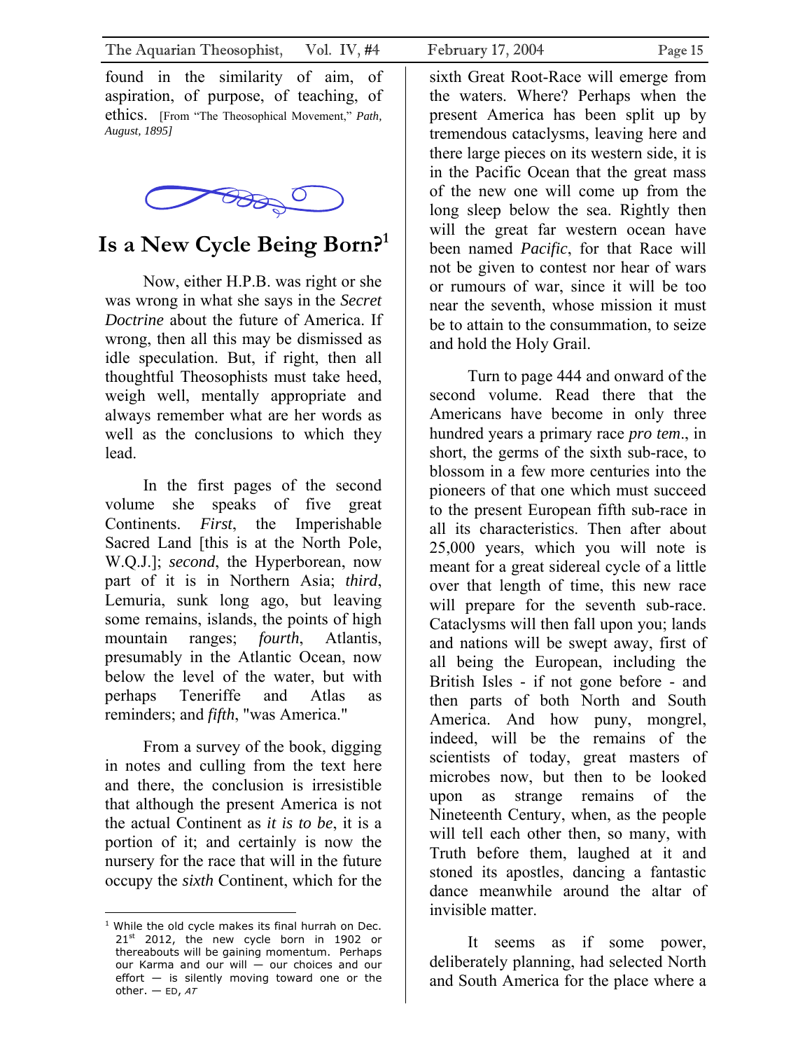found in the similarity of aim, of aspiration, of purpose, of teaching, of ethics. [From "The Theosophical Movement," *Path, August, 1895]*

# Is a New Cycle Being Born?[1]

Now, either H.P.B. was right or she was wrong in what she says in the *Secret Doctrine* about the future of America. If wrong, then all this may be dismissed as idle speculation. But, if right, then all thoughtful Theosophists must take heed, weigh well, mentally appropriate and always remember what are her words as well as the conclusions to which they lead.

In the first pages of the second volume she speaks of five great Continents. *First*, the Imperishable Sacred Land [this is at the North Pole, W.Q.J.]; *second*, the Hyperborean, now part of it is in Northern Asia; *third*, Lemuria, sunk long ago, but leaving some remains, islands, the points of high mountain ranges; *fourth*, Atlantis, presumably in the Atlantic Ocean, now below the level of the water, but with perhaps Teneriffe and Atlas as reminders; and *fifth*, "was America."

From a survey of the book, digging in notes and culling from the text here and there, the conclusion is irresistible that although the present America is not the actual Continent as *it is to be*, it is a portion of it; and certainly is now the nursery for the race that will in the future occupy the *sixth* Continent, which for the sixth Great Root-Race will emerge from the waters. Where? Perhaps when the present America has been split up by tremendous cataclysms, leaving here and there large pieces on its western side, it is in the Pacific Ocean that the great mass of the new one will come up from the long sleep below the sea. Rightly then will the great far western ocean have been named *Pacific*, for that Race will not be given to contest nor hear of wars or rumours of war, since it will be too near the seventh, whose mission it must be to attain to the consummation, to seize and hold the Holy Grail.

Turn to page 444 and onward of the second volume. Read there that the Americans have become in only three hundred years a primary race *pro tem*., in short, the germs of the sixth sub-race, to blossom in a few more centuries into the pioneers of that one which must succeed to the present European fifth sub-race in all its characteristics. Then after about 25,000 years, which you will note is meant for a great sidereal cycle of a little over that length of time, this new race will prepare for the seventh sub-race. Cataclysms will then fall upon you; lands and nations will be swept away, first of all being the European, including the British Isles - if not gone before - and then parts of both North and South America. And how puny, mongrel, indeed, will be the remains of the scientists of today, great masters of microbes now, but then to be looked upon as strange remains of the Nineteenth Century, when, as the people will tell each other then, so many, with Truth before them, laughed at it and stoned its apostles, dancing a fantastic dance meanwhile around the altar of invisible matter.

It seems as if some power, deliberately planning, had selected North and South America for the place where a

---

[1] While the old cycle makes its final hurrah on Dec. 21st 2012, the new cycle born in 1902 or thereabouts will be gaining momentum. Perhaps our Karma and our will — our choices and our effort — is silently moving toward one or the other. — ED, *AT*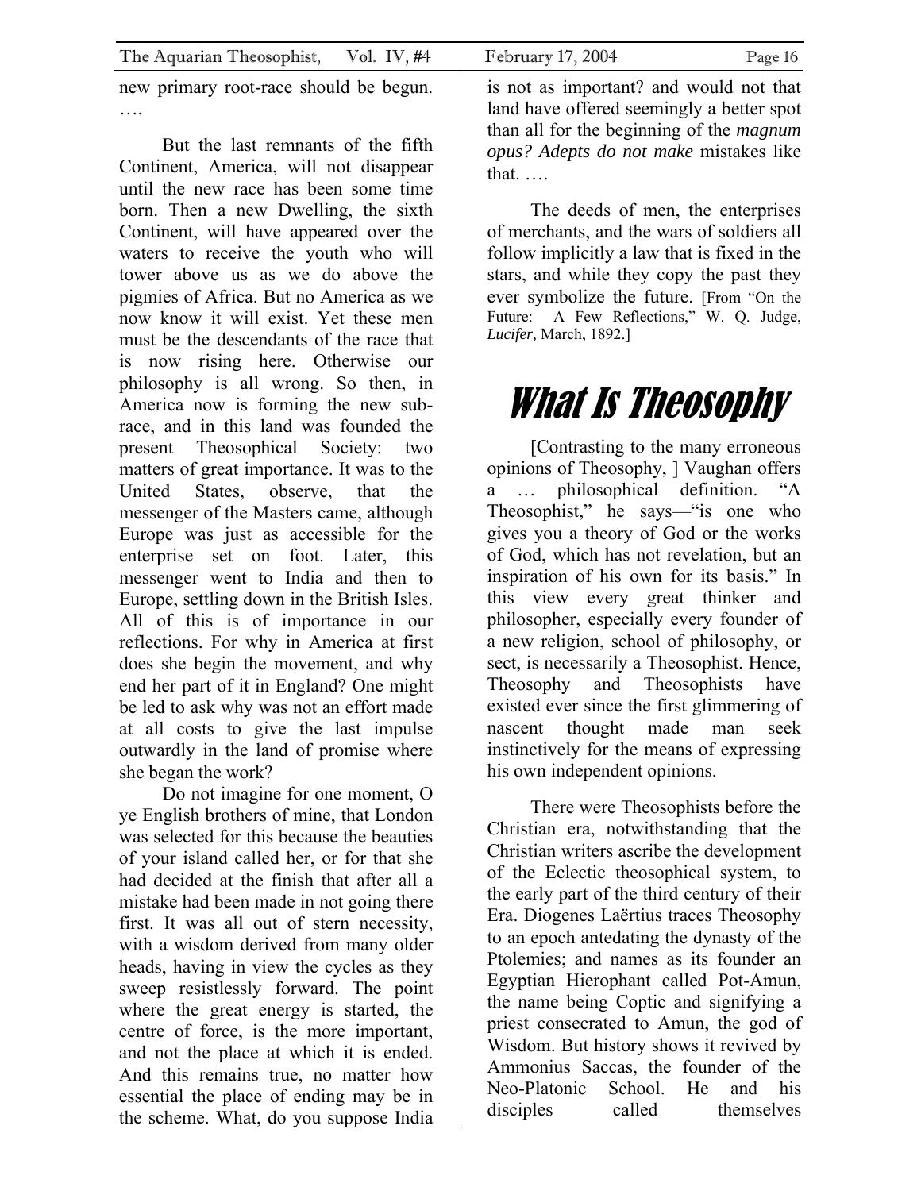new primary root-race should be begun. ….

But the last remnants of the fifth Continent, America, will not disappear until the new race has been some time born. Then a new Dwelling, the sixth Continent, will have appeared over the waters to receive the youth who will tower above us as we do above the pigmies of Africa. But no America as we now know it will exist. Yet these men must be the descendants of the race that is now rising here. Otherwise our philosophy is all wrong. So then, in America now is forming the new sub-race, and in this land was founded the present Theosophical Society: two matters of great importance. It was to the United States, observe, that the messenger of the Masters came, although Europe was just as accessible for the enterprise set on foot. Later, this messenger went to India and then to Europe, settling down in the British Isles. All of this is of importance in our reflections. For why in America at first does she begin the movement, and why end her part of it in England? One might be led to ask why was not an effort made at all costs to give the last impulse outwardly in the land of promise where she began the work?

Do not imagine for one moment, O ye English brothers of mine, that London was selected for this because the beauties of your island called her, or for that she had decided at the finish that after all a mistake had been made in not going there first. It was all out of stern necessity, with a wisdom derived from many older heads, having in view the cycles as they sweep resistlessly forward. The point where the great energy is started, the centre of force, is the more important, and not the place at which it is ended. And this remains true, no matter how essential the place of ending may be in the scheme. What, do you suppose India is not as important? and would not that land have offered seemingly a better spot than all for the beginning of the *magnum opus? Adepts do not make* mistakes like that. ….

The deeds of men, the enterprises of merchants, and the wars of soldiers all follow implicitly a law that is fixed in the stars, and while they copy the past they ever symbolize the future. [From "On the Future: A Few Reflections," W. Q. Judge, *Lucifer,* March, 1892.]

# What Is Theosophy

[Contrasting to the many erroneous opinions of Theosophy, ] Vaughan offers a … philosophical definition. "A Theosophist," he says—"is one who gives you a theory of God or the works of God, which has not revelation, but an inspiration of his own for its basis." In this view every great thinker and philosopher, especially every founder of a new religion, school of philosophy, or sect, is necessarily a Theosophist. Hence, Theosophy and Theosophists have existed ever since the first glimmering of nascent thought made man seek instinctively for the means of expressing his own independent opinions.

There were Theosophists before the Christian era, notwithstanding that the Christian writers ascribe the development of the Eclectic theosophical system, to the early part of the third century of their Era. Diogenes Laërtius traces Theosophy to an epoch antedating the dynasty of the Ptolemies; and names as its founder an Egyptian Hierophant called Pot-Amun, the name being Coptic and signifying a priest consecrated to Amun, the god of Wisdom. But history shows it revived by Ammonius Saccas, the founder of the Neo-Platonic School. He and his disciples called themselves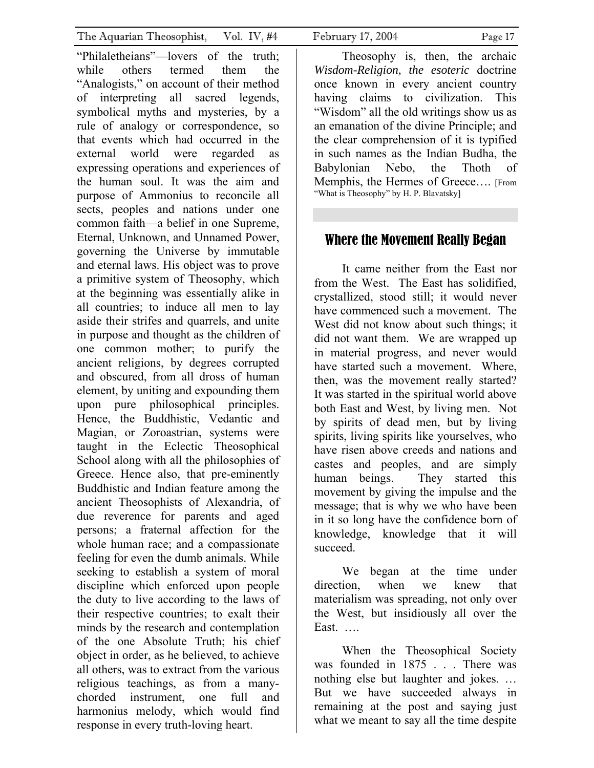"Philaletheians"—lovers of the truth; while others termed them the "Analogists," on account of their method of interpreting all sacred legends, symbolical myths and mysteries, by a rule of analogy or correspondence, so that events which had occurred in the external world were regarded as expressing operations and experiences of the human soul. It was the aim and purpose of Ammonius to reconcile all sects, peoples and nations under one common faith—a belief in one Supreme, Eternal, Unknown, and Unnamed Power, governing the Universe by immutable and eternal laws. His object was to prove a primitive system of Theosophy, which at the beginning was essentially alike in all countries; to induce all men to lay aside their strifes and quarrels, and unite in purpose and thought as the children of one common mother; to purify the ancient religions, by degrees corrupted and obscured, from all dross of human element, by uniting and expounding them upon pure philosophical principles. Hence, the Buddhistic, Vedantic and Magian, or Zoroastrian, systems were taught in the Eclectic Theosophical School along with all the philosophies of Greece. Hence also, that pre-eminently Buddhistic and Indian feature among the ancient Theosophists of Alexandria, of due reverence for parents and aged persons; a fraternal affection for the whole human race; and a compassionate feeling for even the dumb animals. While seeking to establish a system of moral discipline which enforced upon people the duty to live according to the laws of their respective countries; to exalt their minds by the research and contemplation of the one Absolute Truth; his chief object in order, as he believed, to achieve all others, was to extract from the various religious teachings, as from a many-chorded instrument, one full and harmonius melody, which would find response in every truth-loving heart.

Theosophy is, then, the archaic *Wisdom-Religion, the esoteric* doctrine once known in every ancient country having claims to civilization. This "Wisdom" all the old writings show us as an emanation of the divine Principle; and the clear comprehension of it is typified in such names as the Indian Budha, the Babylonian Nebo, the Thoth of Memphis, the Hermes of Greece…. [From "What is Theosophy" by H. P. Blavatsky]

## Where the Movement Really Began

It came neither from the East nor from the West. The East has solidified, crystallized, stood still; it would never have commenced such a movement. The West did not know about such things; it did not want them. We are wrapped up in material progress, and never would have started such a movement. Where, then, was the movement really started? It was started in the spiritual world above both East and West, by living men. Not by spirits of dead men, but by living spirits, living spirits like yourselves, who have risen above creeds and nations and castes and peoples, and are simply human beings. They started this movement by giving the impulse and the message; that is why we who have been in it so long have the confidence born of knowledge, knowledge that it will succeed.

We began at the time under direction, when we knew that materialism was spreading, not only over the West, but insidiously all over the East. ….

When the Theosophical Society was founded in 1875 . . . There was nothing else but laughter and jokes. … But we have succeeded always in remaining at the post and saying just what we meant to say all the time despite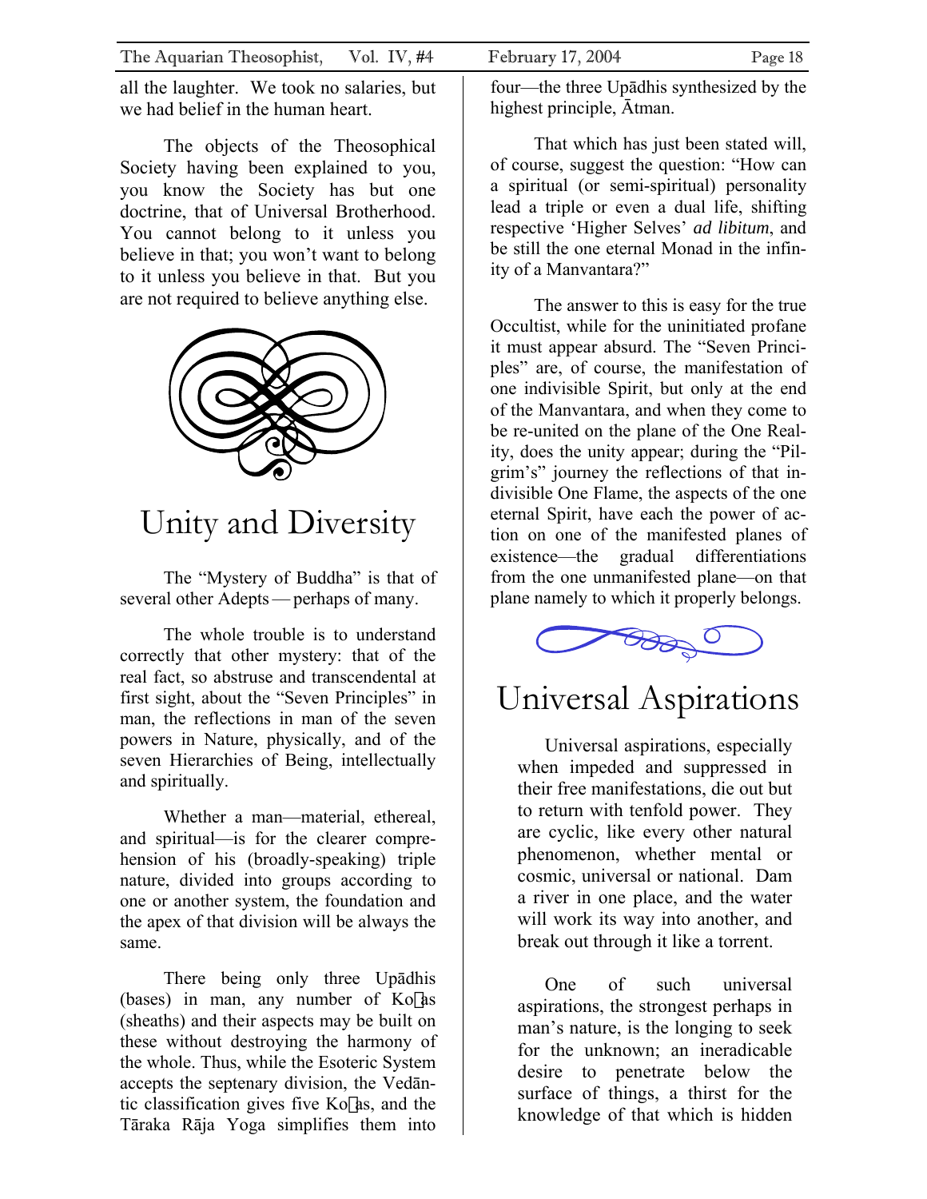all the laughter. We took no salaries, but we had belief in the human heart.

The objects of the Theosophical Society having been explained to you, you know the Society has but one doctrine, that of Universal Brotherhood. You cannot belong to it unless you believe in that; you won't want to belong to it unless you believe in that. But you are not required to believe anything else.

## Unity and Diversity

The "Mystery of Buddha" is that of several other Adepts — perhaps of many.

The whole trouble is to understand correctly that other mystery: that of the real fact, so abstruse and transcendental at first sight, about the "Seven Principles" in man, the reflections in man of the seven powers in Nature, physically, and of the seven Hierarchies of Being, intellectually and spiritually.

Whether a man—material, ethereal, and spiritual—is for the clearer comprehension of his (broadly-speaking) triple nature, divided into groups according to one or another system, the foundation and the apex of that division will be always the same.

There being only three Upādhis (bases) in man, any number of Koṣas (sheaths) and their aspects may be built on these without destroying the harmony of the whole. Thus, while the Esoteric System accepts the septenary division, the Vedāntic classification gives five Koṣas, and the Tāraka Rāja Yoga simplifies them into four—the three Upādhis synthesized by the highest principle, Ātman.

That which has just been stated will, of course, suggest the question: "How can a spiritual (or semi-spiritual) personality lead a triple or even a dual life, shifting respective 'Higher Selves' *ad libitum*, and be still the one eternal Monad in the infinity of a Manvantara?"

The answer to this is easy for the true Occultist, while for the uninitiated profane it must appear absurd. The "Seven Principles" are, of course, the manifestation of one indivisible Spirit, but only at the end of the Manvantara, and when they come to be re-united on the plane of the One Reality, does the unity appear; during the "Pilgrim's" journey the reflections of that indivisible One Flame, the aspects of the one eternal Spirit, have each the power of action on one of the manifested planes of existence—the gradual differentiations from the one unmanifested plane—on that plane namely to which it properly belongs.

## Universal Aspirations

Universal aspirations, especially when impeded and suppressed in their free manifestations, die out but to return with tenfold power. They are cyclic, like every other natural phenomenon, whether mental or cosmic, universal or national. Dam a river in one place, and the water will work its way into another, and break out through it like a torrent.

One of such universal aspirations, the strongest perhaps in man's nature, is the longing to seek for the unknown; an ineradicable desire to penetrate below the surface of things, a thirst for the knowledge of that which is hidden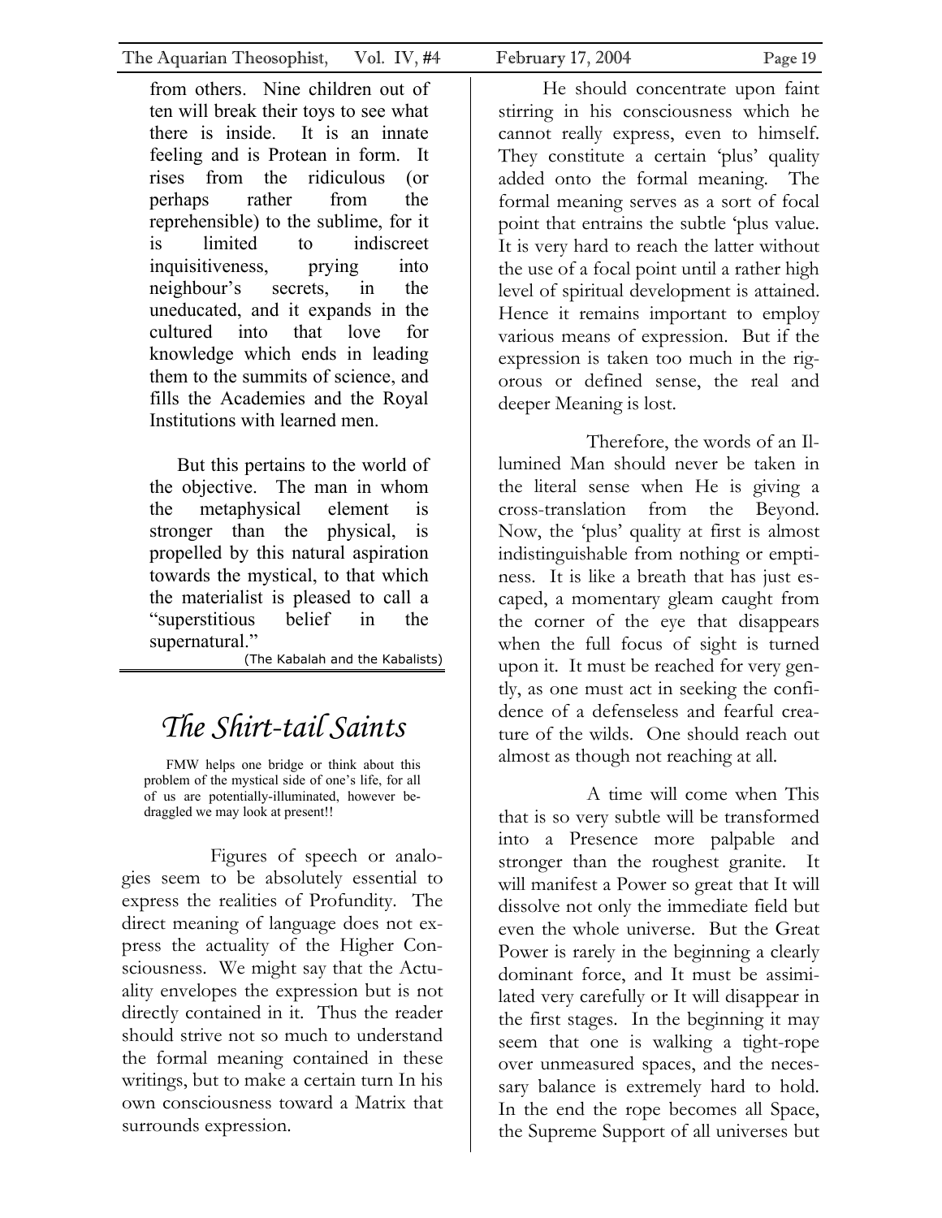from others. Nine children out of ten will break their toys to see what there is inside. It is an innate feeling and is Protean in form. It rises from the ridiculous (or perhaps rather from the reprehensible) to the sublime, for it is limited to indiscreet inquisitiveness, prying into neighbour's secrets, in the uneducated, and it expands in the cultured into that love for knowledge which ends in leading them to the summits of science, and fills the Academies and the Royal Institutions with learned men.

But this pertains to the world of the objective. The man in whom the metaphysical element is stronger than the physical, is propelled by this natural aspiration towards the mystical, to that which the materialist is pleased to call a "superstitious belief in the supernatural."

(The Kabalah and the Kabalists)

# *The Shirt-tail Saints*

FMW helps one bridge or think about this problem of the mystical side of one's life, for all of us are potentially-illuminated, however bedraggled we may look at present!!

Figures of speech or analogies seem to be absolutely essential to express the realities of Profundity. The direct meaning of language does not express the actuality of the Higher Consciousness. We might say that the Actuality envelopes the expression but is not directly contained in it. Thus the reader should strive not so much to understand the formal meaning contained in these writings, but to make a certain turn In his own consciousness toward a Matrix that surrounds expression.

He should concentrate upon faint stirring in his consciousness which he cannot really express, even to himself. They constitute a certain 'plus' quality added onto the formal meaning. The formal meaning serves as a sort of focal point that entrains the subtle 'plus value. It is very hard to reach the latter without the use of a focal point until a rather high level of spiritual development is attained. Hence it remains important to employ various means of expression. But if the expression is taken too much in the rigorous or defined sense, the real and deeper Meaning is lost.

Therefore, the words of an Illumined Man should never be taken in the literal sense when He is giving a cross-translation from the Beyond. Now, the 'plus' quality at first is almost indistinguishable from nothing or emptiness. It is like a breath that has just escaped, a momentary gleam caught from the corner of the eye that disappears when the full focus of sight is turned upon it. It must be reached for very gently, as one must act in seeking the confidence of a defenseless and fearful creature of the wilds. One should reach out almost as though not reaching at all.

A time will come when This that is so very subtle will be transformed into a Presence more palpable and stronger than the roughest granite. It will manifest a Power so great that It will dissolve not only the immediate field but even the whole universe. But the Great Power is rarely in the beginning a clearly dominant force, and It must be assimilated very carefully or It will disappear in the first stages. In the beginning it may seem that one is walking a tight-rope over unmeasured spaces, and the necessary balance is extremely hard to hold. In the end the rope becomes all Space, the Supreme Support of all universes but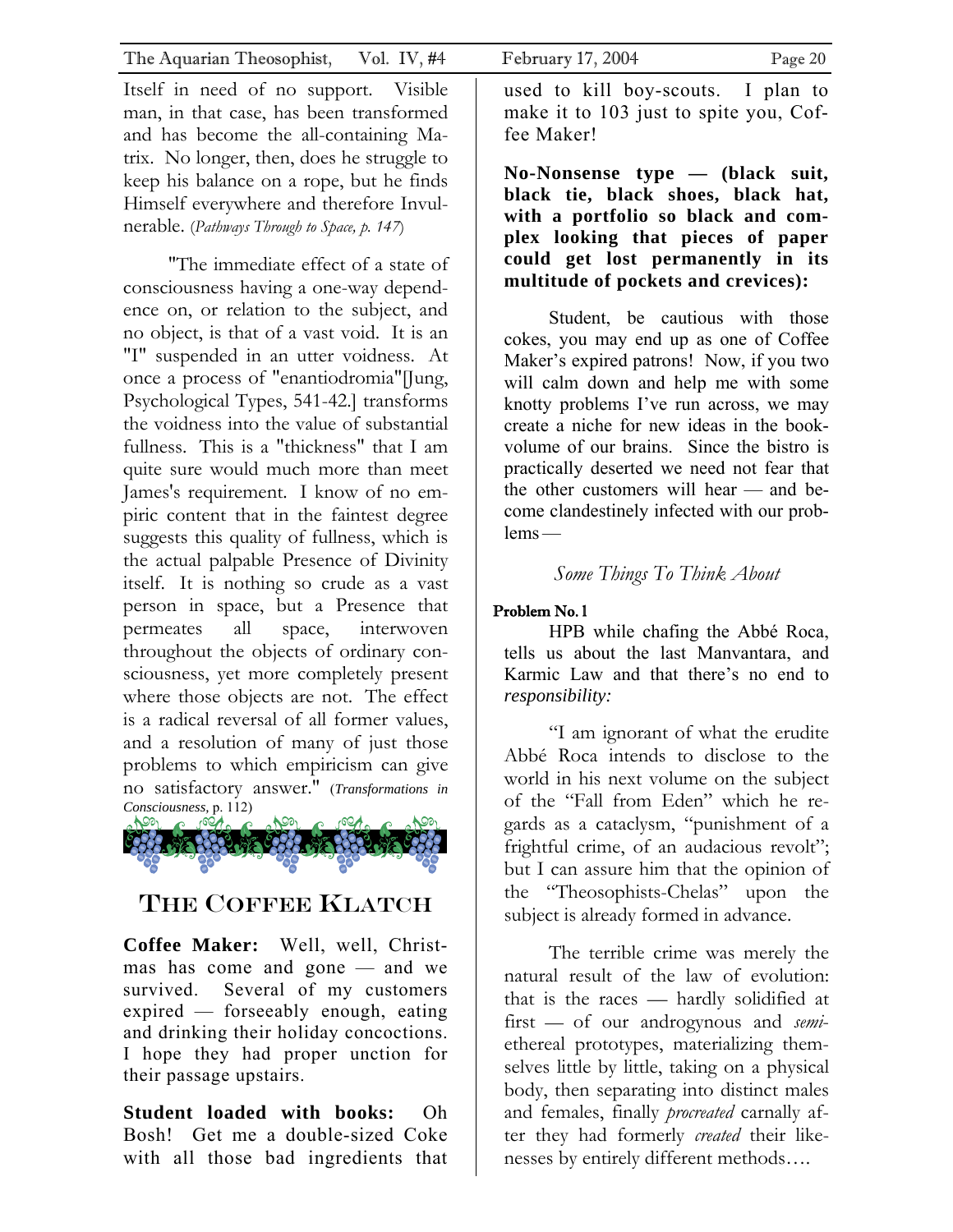Itself in need of no support. Visible man, in that case, has been transformed and has become the all-containing Matrix. No longer, then, does he struggle to keep his balance on a rope, but he finds Himself everywhere and therefore Invulnerable. (*Pathways Through to Space, p. 147*)

"The immediate effect of a state of consciousness having a one-way dependence on, or relation to the subject, and no object, is that of a vast void. It is an "I" suspended in an utter voidness. At once a process of "enantiodromia"[Jung, Psychological Types, 541-42.] transforms the voidness into the value of substantial fullness. This is a "thickness" that I am quite sure would much more than meet James's requirement. I know of no empiric content that in the faintest degree suggests this quality of fullness, which is the actual palpable Presence of Divinity itself. It is nothing so crude as a vast person in space, but a Presence that permeates all space, interwoven throughout the objects of ordinary consciousness, yet more completely present where those objects are not. The effect is a radical reversal of all former values, and a resolution of many of just those problems to which empiricism can give no satisfactory answer." (*Transformations in Consciousness,* p. 112)

## The Coffee Klatch

**Coffee Maker:** Well, well, Christmas has come and gone — and we survived. Several of my customers expired — forseeably enough, eating and drinking their holiday concoctions. I hope they had proper unction for their passage upstairs.

**Student loaded with books:** Oh Bosh! Get me a double-sized Coke with all those bad ingredients that used to kill boy-scouts. I plan to make it to 103 just to spite you, Coffee Maker!

**No-Nonsense type — (black suit, black tie, black shoes, black hat, with a portfolio so black and complex looking that pieces of paper could get lost permanently in its multitude of pockets and crevices):**

Student, be cautious with those cokes, you may end up as one of Coffee Maker's expired patrons! Now, if you two will calm down and help me with some knotty problems I've run across, we may create a niche for new ideas in the book-volume of our brains. Since the bistro is practically deserted we need not fear that the other customers will hear — and become clandestinely infected with our problems —

### *Some Things To Think About*

**Problem No. 1**

HPB while chafing the Abbé Roca, tells us about the last Manvantara, and Karmic Law and that there's no end to *responsibility:*

"I am ignorant of what the erudite Abbé Roca intends to disclose to the world in his next volume on the subject of the "Fall from Eden" which he regards as a cataclysm, "punishment of a frightful crime, of an audacious revolt"; but I can assure him that the opinion of the "Theosophists-Chelas" upon the subject is already formed in advance.

The terrible crime was merely the natural result of the law of evolution: that is the races — hardly solidified at first — of our androgynous and *semi*-ethereal prototypes, materializing themselves little by little, taking on a physical body, then separating into distinct males and females, finally *procreated* carnally after they had formerly *created* their likenesses by entirely different methods….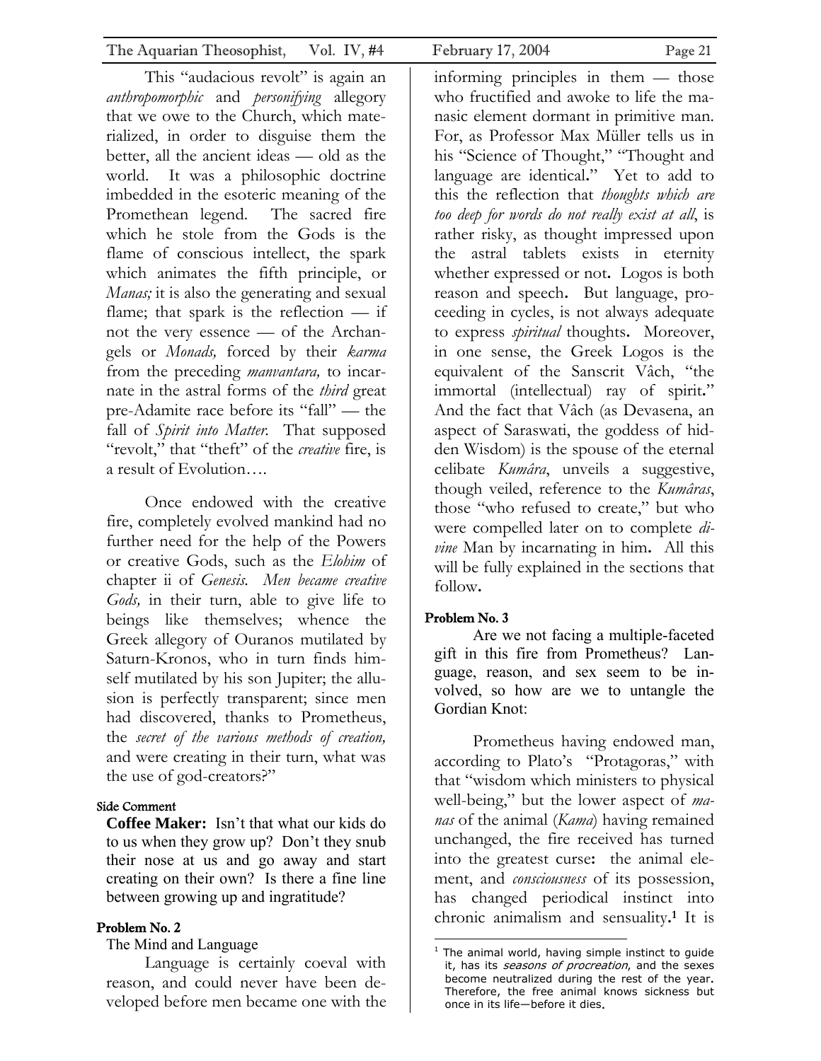This "audacious revolt" is again an *anthropomorphic* and *personifying* allegory that we owe to the Church, which materialized, in order to disguise them the better, all the ancient ideas — old as the world. It was a philosophic doctrine imbedded in the esoteric meaning of the Promethean legend. The sacred fire which he stole from the Gods is the flame of conscious intellect, the spark which animates the fifth principle, or *Manas;* it is also the generating and sexual flame; that spark is the reflection — if not the very essence — of the Archangels or *Monads,* forced by their *karma* from the preceding *manvantara,* to incarnate in the astral forms of the *third* great pre-Adamite race before its "fall" — the fall of *Spirit into Matter.* That supposed "revolt," that "theft" of the *creative* fire, is a result of Evolution….

Once endowed with the creative fire, completely evolved mankind had no further need for the help of the Powers or creative Gods, such as the *Elohim* of chapter ii of *Genesis. Men became creative Gods,* in their turn, able to give life to beings like themselves; whence the Greek allegory of Ouranos mutilated by Saturn-Kronos, who in turn finds himself mutilated by his son Jupiter; the allusion is perfectly transparent; since men had discovered, thanks to Prometheus, the *secret of the various methods of creation,* and were creating in their turn, what was the use of god-creators?"

#### Side Comment

**Coffee Maker:** Isn't that what our kids do to us when they grow up? Don't they snub their nose at us and go away and start creating on their own? Is there a fine line between growing up and ingratitude?

#### Problem No. 2

The Mind and Language

Language is certainly coeval with reason, and could never have been developed before men became one with the informing principles in them — those who fructified and awoke to life the manasic element dormant in primitive man. For, as Professor Max Müller tells us in his "Science of Thought," "Thought and language are identical." Yet to add to this the reflection that *thoughts which are too deep for words do not really exist at all*, is rather risky, as thought impressed upon the astral tablets exists in eternity whether expressed or not. Logos is both reason and speech. But language, proceeding in cycles, is not always adequate to express *spiritual* thoughts. Moreover, in one sense, the Greek Logos is the equivalent of the Sanscrit Vâch, "the immortal (intellectual) ray of spirit." And the fact that Vâch (as Devasena, an aspect of Saraswati, the goddess of hidden Wisdom) is the spouse of the eternal celibate *Kumâra*, unveils a suggestive, though veiled, reference to the *Kumâras*, those "who refused to create," but who were compelled later on to complete *divine* Man by incarnating in him. All this will be fully explained in the sections that follow.

#### Problem No. 3

Are we not facing a multiple-faceted gift in this fire from Prometheus? Language, reason, and sex seem to be involved, so how are we to untangle the Gordian Knot:

Prometheus having endowed man, according to Plato's "Protagoras," with that "wisdom which ministers to physical well-being," but the lower aspect of *manas* of the animal (*Kama*) having remained unchanged, the fire received has turned into the greatest curse: the animal element, and *consciousness* of its possession, has changed periodical instinct into chronic animalism and sensuality.[1] It is

[1] The animal world, having simple instinct to guide it, has its *seasons of procreation*, and the sexes become neutralized during the rest of the year. Therefore, the free animal knows sickness but once in its life—before it dies.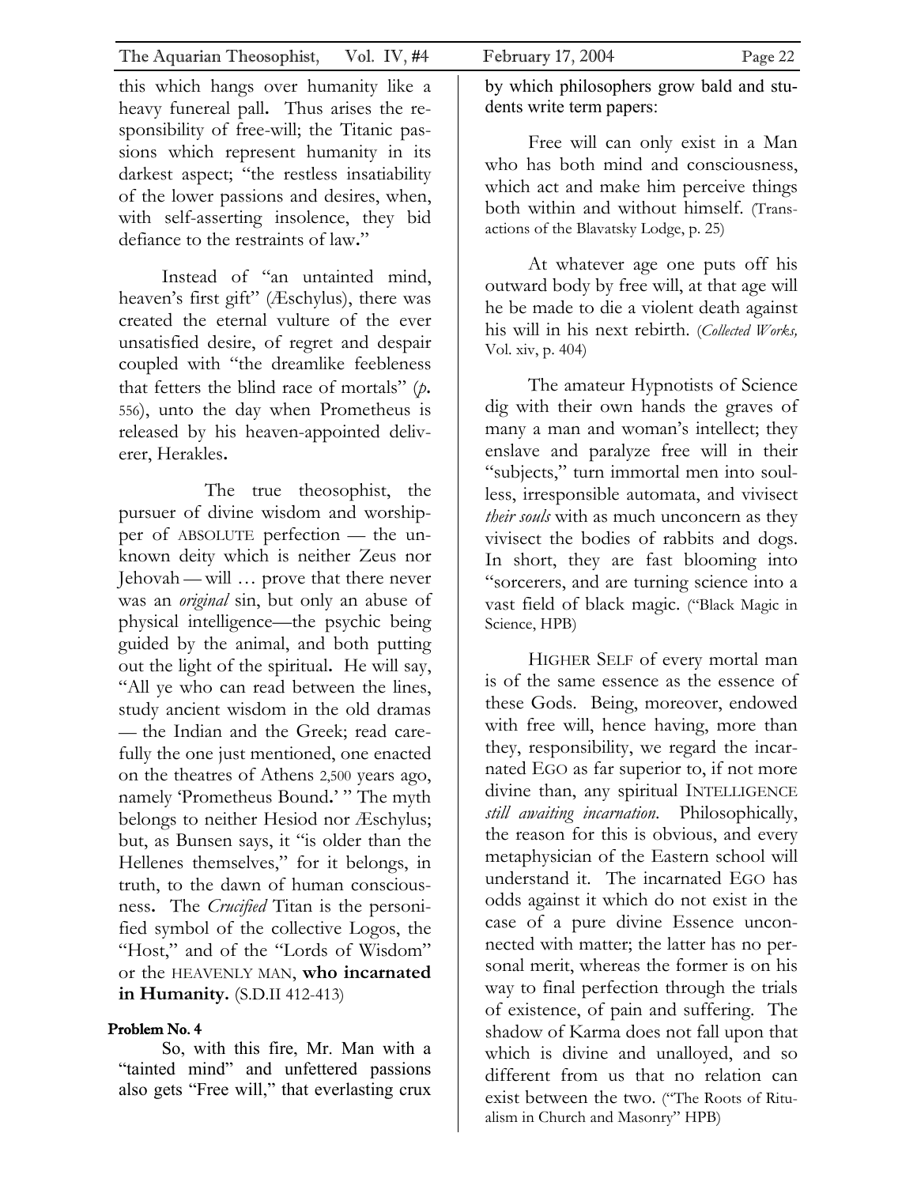this which hangs over humanity like a heavy funereal pall. Thus arises the responsibility of free-will; the Titanic passions which represent humanity in its darkest aspect; "the restless insatiability of the lower passions and desires, when, with self-asserting insolence, they bid defiance to the restraints of law."

Instead of "an untainted mind, heaven's first gift" (Æschylus), there was created the eternal vulture of the ever unsatisfied desire, of regret and despair coupled with "the dreamlike feebleness that fetters the blind race of mortals" (*p.* 556), unto the day when Prometheus is released by his heaven-appointed deliverer, Herakles.

The true theosophist, the pursuer of divine wisdom and worshipper of ABSOLUTE perfection — the unknown deity which is neither Zeus nor Jehovah — will … prove that there never was an *original* sin, but only an abuse of physical intelligence—the psychic being guided by the animal, and both putting out the light of the spiritual. He will say, "All ye who can read between the lines, study ancient wisdom in the old dramas — the Indian and the Greek; read carefully the one just mentioned, one enacted on the theatres of Athens 2,500 years ago, namely 'Prometheus Bound.' " The myth belongs to neither Hesiod nor Æschylus; but, as Bunsen says, it "is older than the Hellenes themselves," for it belongs, in truth, to the dawn of human consciousness. The *Crucified* Titan is the personified symbol of the collective Logos, the "Host," and of the "Lords of Wisdom" or the HEAVENLY MAN, **who incarnated in Humanity.** (S.D.II 412-413)

#### Problem No. 4

So, with this fire, Mr. Man with a "tainted mind" and unfettered passions also gets "Free will," that everlasting crux by which philosophers grow bald and students write term papers:

Free will can only exist in a Man who has both mind and consciousness, which act and make him perceive things both within and without himself. (Transactions of the Blavatsky Lodge, p. 25)

At whatever age one puts off his outward body by free will, at that age will he be made to die a violent death against his will in his next rebirth. (*Collected Works,* Vol. xiv, p. 404)

The amateur Hypnotists of Science dig with their own hands the graves of many a man and woman's intellect; they enslave and paralyze free will in their "subjects," turn immortal men into soulless, irresponsible automata, and vivisect *their souls* with as much unconcern as they vivisect the bodies of rabbits and dogs. In short, they are fast blooming into "sorcerers, and are turning science into a vast field of black magic. ("Black Magic in Science, HPB)

HIGHER SELF of every mortal man is of the same essence as the essence of these Gods. Being, moreover, endowed with free will, hence having, more than they, responsibility, we regard the incarnated EGO as far superior to, if not more divine than, any spiritual INTELLIGENCE *still awaiting incarnation*. Philosophically, the reason for this is obvious, and every metaphysician of the Eastern school will understand it. The incarnated EGO has odds against it which do not exist in the case of a pure divine Essence unconnected with matter; the latter has no personal merit, whereas the former is on his way to final perfection through the trials of existence, of pain and suffering. The shadow of Karma does not fall upon that which is divine and unalloyed, and so different from us that no relation can exist between the two. ("The Roots of Ritualism in Church and Masonry" HPB)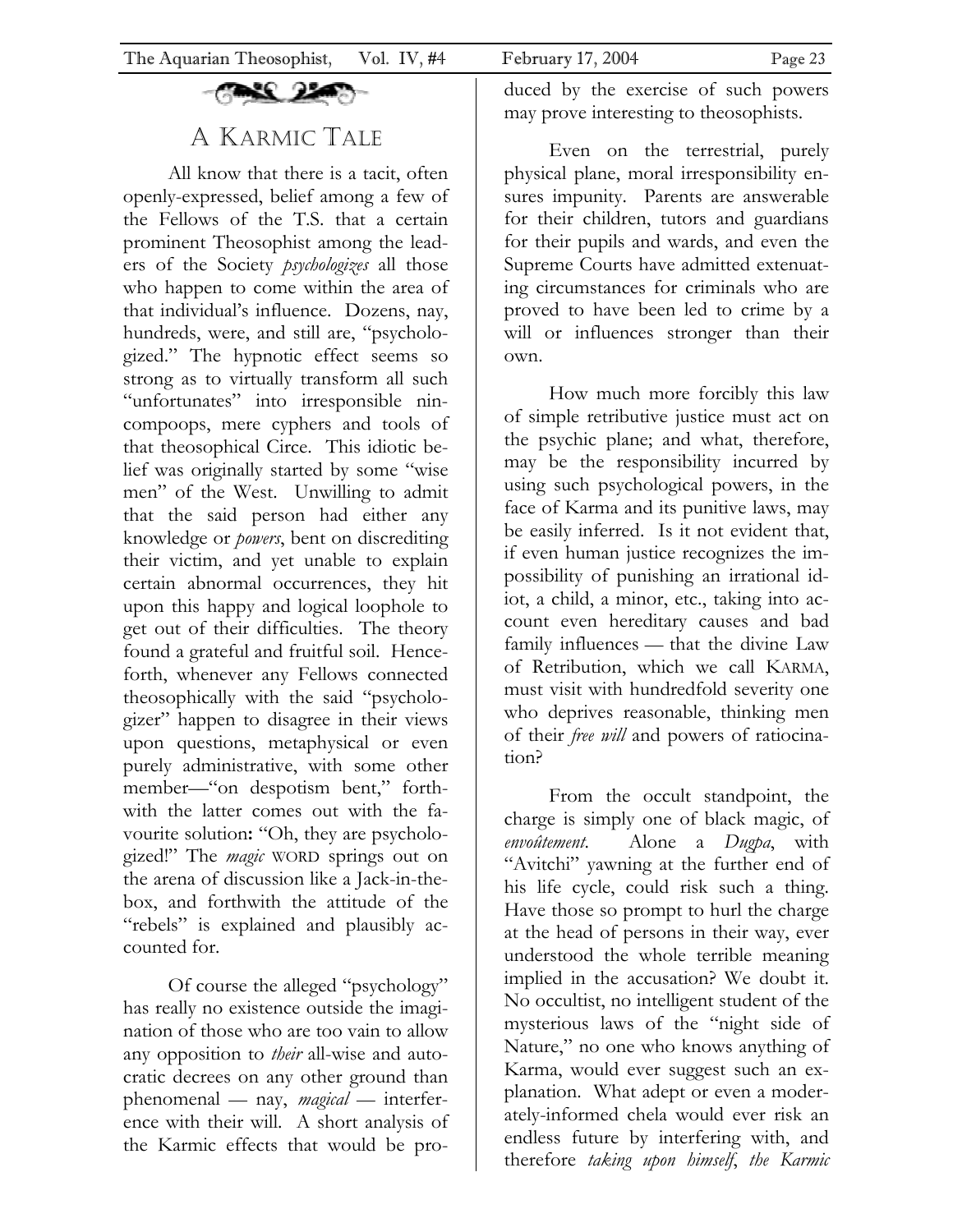# A Karmic Tale

All know that there is a tacit, often openly-expressed, belief among a few of the Fellows of the T.S. that a certain prominent Theosophist among the leaders of the Society *psychologizes* all those who happen to come within the area of that individual's influence. Dozens, nay, hundreds, were, and still are, "psychologized." The hypnotic effect seems so strong as to virtually transform all such "unfortunates" into irresponsible nincompoops, mere cyphers and tools of that theosophical Circe. This idiotic belief was originally started by some "wise men" of the West. Unwilling to admit that the said person had either any knowledge or *powers*, bent on discrediting their victim, and yet unable to explain certain abnormal occurrences, they hit upon this happy and logical loophole to get out of their difficulties. The theory found a grateful and fruitful soil. Henceforth, whenever any Fellows connected theosophically with the said "psychologizer" happen to disagree in their views upon questions, metaphysical or even purely administrative, with some other member—"on despotism bent," forthwith the latter comes out with the favourite solution**:** "Oh, they are psychologized!" The *magic* WORD springs out on the arena of discussion like a Jack-in-the-box, and forthwith the attitude of the "rebels" is explained and plausibly accounted for.

Of course the alleged "psychology" has really no existence outside the imagination of those who are too vain to allow any opposition to *their* all-wise and autocratic decrees on any other ground than phenomenal — nay, *magical* — interference with their will. A short analysis of the Karmic effects that would be produced by the exercise of such powers may prove interesting to theosophists.

Even on the terrestrial, purely physical plane, moral irresponsibility ensures impunity. Parents are answerable for their children, tutors and guardians for their pupils and wards, and even the Supreme Courts have admitted extenuating circumstances for criminals who are proved to have been led to crime by a will or influences stronger than their own.

How much more forcibly this law of simple retributive justice must act on the psychic plane; and what, therefore, may be the responsibility incurred by using such psychological powers, in the face of Karma and its punitive laws, may be easily inferred. Is it not evident that, if even human justice recognizes the impossibility of punishing an irrational idiot, a child, a minor, etc., taking into account even hereditary causes and bad family influences — that the divine Law of Retribution, which we call KARMA, must visit with hundredfold severity one who deprives reasonable, thinking men of their *free will* and powers of ratiocination?

From the occult standpoint, the charge is simply one of black magic, of *envoûtement*. Alone a *Dugpa*, with "Avitchi" yawning at the further end of his life cycle, could risk such a thing. Have those so prompt to hurl the charge at the head of persons in their way, ever understood the whole terrible meaning implied in the accusation? We doubt it. No occultist, no intelligent student of the mysterious laws of the "night side of Nature," no one who knows anything of Karma, would ever suggest such an explanation. What adept or even a moderately-informed chela would ever risk an endless future by interfering with, and therefore *taking upon himself*, *the Karmic*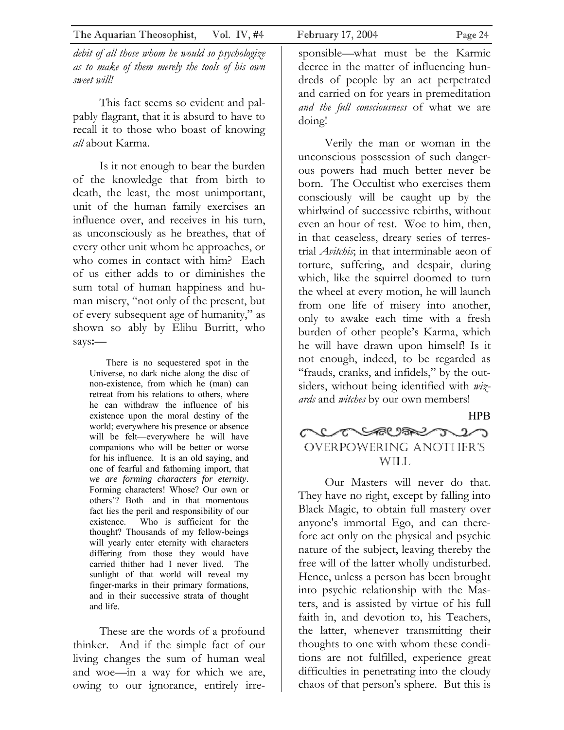*debit of all those whom he would so psychologize as to make of them merely the tools of his own sweet will!*

This fact seems so evident and palpably flagrant, that it is absurd to have to recall it to those who boast of knowing *all* about Karma.

Is it not enough to bear the burden of the knowledge that from birth to death, the least, the most unimportant, unit of the human family exercises an influence over, and receives in his turn, as unconsciously as he breathes, that of every other unit whom he approaches, or who comes in contact with him? Each of us either adds to or diminishes the sum total of human happiness and human misery, "not only of the present, but of every subsequent age of humanity," as shown so ably by Elihu Burritt, who says:—

> There is no sequestered spot in the Universe, no dark niche along the disc of non-existence, from which he (man) can retreat from his relations to others, where he can withdraw the influence of his existence upon the moral destiny of the world; everywhere his presence or absence will be felt—everywhere he will have companions who will be better or worse for his influence. It is an old saying, and one of fearful and fathoming import, that *we are forming characters for eternity*. Forming characters! Whose? Our own or others'? Both—and in that momentous fact lies the peril and responsibility of our existence. Who is sufficient for the thought? Thousands of my fellow-beings will yearly enter eternity with characters differing from those they would have carried thither had I never lived. The sunlight of that world will reveal my finger-marks in their primary formations, and in their successive strata of thought and life.

These are the words of a profound thinker. And if the simple fact of our living changes the sum of human weal and woe—in a way for which we are, owing to our ignorance, entirely irresponsible—what must be the Karmic decree in the matter of influencing hundreds of people by an act perpetrated and carried on for years in premeditation *and the full consciousness* of what we are doing!

Verily the man or woman in the unconscious possession of such dangerous powers had much better never be born. The Occultist who exercises them consciously will be caught up by the whirlwind of successive rebirths, without even an hour of rest. Woe to him, then, in that ceaseless, dreary series of terrestrial *Avitchis*; in that interminable aeon of torture, suffering, and despair, during which, like the squirrel doomed to turn the wheel at every motion, he will launch from one life of misery into another, only to awake each time with a fresh burden of other people's Karma, which he will have drawn upon himself! Is it not enough, indeed, to be regarded as "frauds, cranks, and infidels," by the outsiders, without being identified with *wizards* and *witches* by our own members!

HPB

## Overpowering Another's Will

Our Masters will never do that. They have no right, except by falling into Black Magic, to obtain full mastery over anyone's immortal Ego, and can therefore act only on the physical and psychic nature of the subject, leaving thereby the free will of the latter wholly undisturbed. Hence, unless a person has been brought into psychic relationship with the Masters, and is assisted by virtue of his full faith in, and devotion to, his Teachers, the latter, whenever transmitting their thoughts to one with whom these conditions are not fulfilled, experience great difficulties in penetrating into the cloudy chaos of that person's sphere. But this is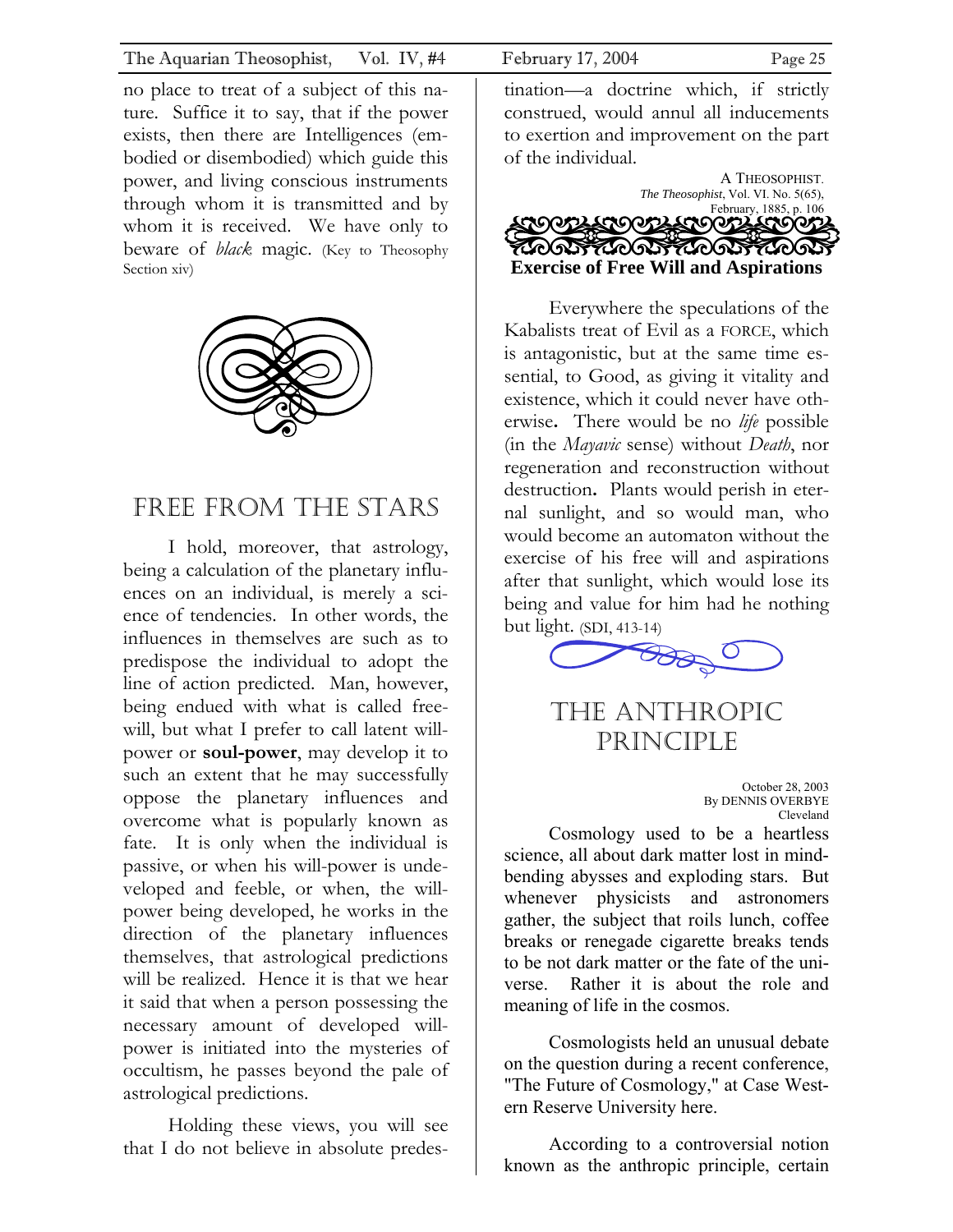no place to treat of a subject of this nature. Suffice it to say, that if the power exists, then there are Intelligences (embodied or disembodied) which guide this power, and living conscious instruments through whom it is transmitted and by whom it is received. We have only to beware of *black* magic. (Key to Theosophy Section xiv)

## FREE FROM THE STARS

I hold, moreover, that astrology, being a calculation of the planetary influences on an individual, is merely a science of tendencies. In other words, the influences in themselves are such as to predispose the individual to adopt the line of action predicted. Man, however, being endued with what is called free-will, but what I prefer to call latent will-power or **soul-power**, may develop it to such an extent that he may successfully oppose the planetary influences and overcome what is popularly known as fate. It is only when the individual is passive, or when his will-power is undeveloped and feeble, or when, the will-power being developed, he works in the direction of the planetary influences themselves, that astrological predictions will be realized. Hence it is that we hear it said that when a person possessing the necessary amount of developed will-power is initiated into the mysteries of occultism, he passes beyond the pale of astrological predictions.

Holding these views, you will see that I do not believe in absolute predestination—a doctrine which, if strictly construed, would annul all inducements to exertion and improvement on the part of the individual.

A THEOSOPHIST.
*The Theosophist*, Vol. VI. No. 5(65), February, 1885, p. 106

**Exercise of Free Will and Aspirations**

Everywhere the speculations of the Kabalists treat of Evil as a FORCE, which is antagonistic, but at the same time essential, to Good, as giving it vitality and existence, which it could never have otherwise. There would be no *life* possible (in the *Mayavic* sense) without *Death*, nor regeneration and reconstruction without destruction. Plants would perish in eternal sunlight, and so would man, who would become an automaton without the exercise of his free will and aspirations after that sunlight, which would lose its being and value for him had he nothing but light. (SDI, 413-14)

## THE ANTHROPIC PRINCIPLE

October 28, 2003
By DENNIS OVERBYE
Cleveland

Cosmology used to be a heartless science, all about dark matter lost in mind-bending abysses and exploding stars. But whenever physicists and astronomers gather, the subject that roils lunch, coffee breaks or renegade cigarette breaks tends to be not dark matter or the fate of the universe. Rather it is about the role and meaning of life in the cosmos.

Cosmologists held an unusual debate on the question during a recent conference, "The Future of Cosmology," at Case Western Reserve University here.

According to a controversial notion known as the anthropic principle, certain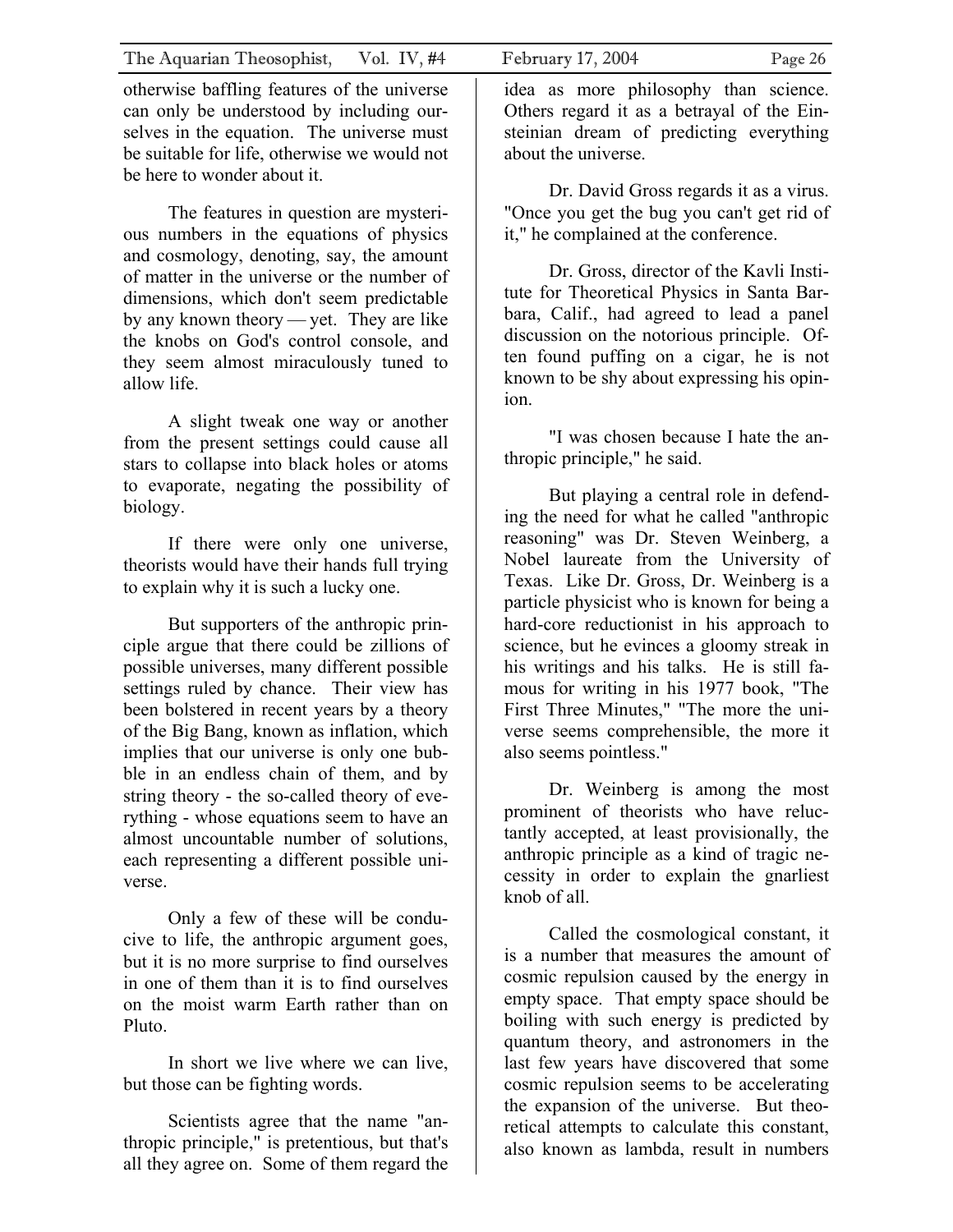otherwise baffling features of the universe can only be understood by including ourselves in the equation. The universe must be suitable for life, otherwise we would not be here to wonder about it.

The features in question are mysterious numbers in the equations of physics and cosmology, denoting, say, the amount of matter in the universe or the number of dimensions, which don't seem predictable by any known theory — yet. They are like the knobs on God's control console, and they seem almost miraculously tuned to allow life.

A slight tweak one way or another from the present settings could cause all stars to collapse into black holes or atoms to evaporate, negating the possibility of biology.

If there were only one universe, theorists would have their hands full trying to explain why it is such a lucky one.

But supporters of the anthropic principle argue that there could be zillions of possible universes, many different possible settings ruled by chance. Their view has been bolstered in recent years by a theory of the Big Bang, known as inflation, which implies that our universe is only one bubble in an endless chain of them, and by string theory - the so-called theory of everything - whose equations seem to have an almost uncountable number of solutions, each representing a different possible universe.

Only a few of these will be conducive to life, the anthropic argument goes, but it is no more surprise to find ourselves in one of them than it is to find ourselves on the moist warm Earth rather than on Pluto.

In short we live where we can live, but those can be fighting words.

Scientists agree that the name "anthropic principle," is pretentious, but that's all they agree on. Some of them regard the idea as more philosophy than science. Others regard it as a betrayal of the Einsteinian dream of predicting everything about the universe.

Dr. David Gross regards it as a virus. "Once you get the bug you can't get rid of it," he complained at the conference.

Dr. Gross, director of the Kavli Institute for Theoretical Physics in Santa Barbara, Calif., had agreed to lead a panel discussion on the notorious principle. Often found puffing on a cigar, he is not known to be shy about expressing his opinion.

"I was chosen because I hate the anthropic principle," he said.

But playing a central role in defending the need for what he called "anthropic reasoning" was Dr. Steven Weinberg, a Nobel laureate from the University of Texas. Like Dr. Gross, Dr. Weinberg is a particle physicist who is known for being a hard-core reductionist in his approach to science, but he evinces a gloomy streak in his writings and his talks. He is still famous for writing in his 1977 book, "The First Three Minutes," "The more the universe seems comprehensible, the more it also seems pointless."

Dr. Weinberg is among the most prominent of theorists who have reluctantly accepted, at least provisionally, the anthropic principle as a kind of tragic necessity in order to explain the gnarliest knob of all.

Called the cosmological constant, it is a number that measures the amount of cosmic repulsion caused by the energy in empty space. That empty space should be boiling with such energy is predicted by quantum theory, and astronomers in the last few years have discovered that some cosmic repulsion seems to be accelerating the expansion of the universe. But theoretical attempts to calculate this constant, also known as lambda, result in numbers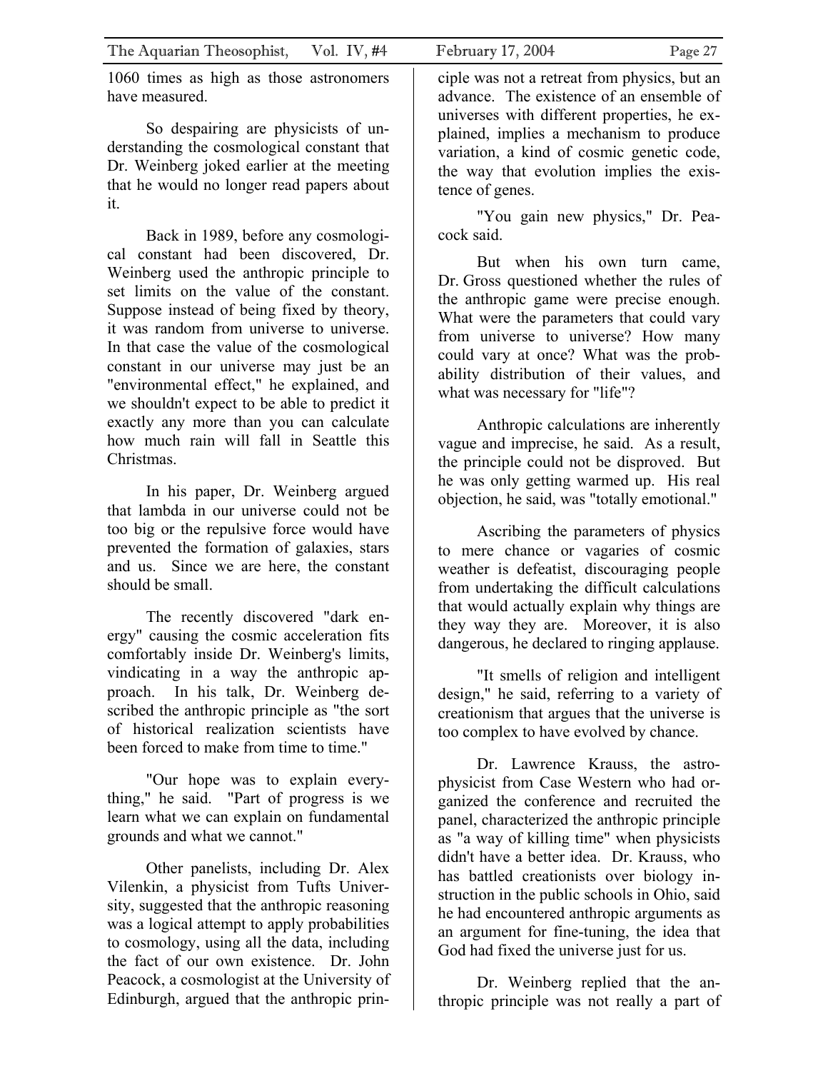1060 times as high as those astronomers have measured.

So despairing are physicists of understanding the cosmological constant that Dr. Weinberg joked earlier at the meeting that he would no longer read papers about it.

Back in 1989, before any cosmological constant had been discovered, Dr. Weinberg used the anthropic principle to set limits on the value of the constant. Suppose instead of being fixed by theory, it was random from universe to universe. In that case the value of the cosmological constant in our universe may just be an "environmental effect," he explained, and we shouldn't expect to be able to predict it exactly any more than you can calculate how much rain will fall in Seattle this Christmas.

In his paper, Dr. Weinberg argued that lambda in our universe could not be too big or the repulsive force would have prevented the formation of galaxies, stars and us. Since we are here, the constant should be small.

The recently discovered "dark energy" causing the cosmic acceleration fits comfortably inside Dr. Weinberg's limits, vindicating in a way the anthropic approach. In his talk, Dr. Weinberg described the anthropic principle as "the sort of historical realization scientists have been forced to make from time to time."

"Our hope was to explain everything," he said. "Part of progress is we learn what we can explain on fundamental grounds and what we cannot."

Other panelists, including Dr. Alex Vilenkin, a physicist from Tufts University, suggested that the anthropic reasoning was a logical attempt to apply probabilities to cosmology, using all the data, including the fact of our own existence. Dr. John Peacock, a cosmologist at the University of Edinburgh, argued that the anthropic principle was not a retreat from physics, but an advance. The existence of an ensemble of universes with different properties, he explained, implies a mechanism to produce variation, a kind of cosmic genetic code, the way that evolution implies the existence of genes.

"You gain new physics," Dr. Peacock said.

But when his own turn came, Dr. Gross questioned whether the rules of the anthropic game were precise enough. What were the parameters that could vary from universe to universe? How many could vary at once? What was the probability distribution of their values, and what was necessary for "life"?

Anthropic calculations are inherently vague and imprecise, he said. As a result, the principle could not be disproved. But he was only getting warmed up. His real objection, he said, was "totally emotional."

Ascribing the parameters of physics to mere chance or vagaries of cosmic weather is defeatist, discouraging people from undertaking the difficult calculations that would actually explain why things are they way they are. Moreover, it is also dangerous, he declared to ringing applause.

"It smells of religion and intelligent design," he said, referring to a variety of creationism that argues that the universe is too complex to have evolved by chance.

Dr. Lawrence Krauss, the astrophysicist from Case Western who had organized the conference and recruited the panel, characterized the anthropic principle as "a way of killing time" when physicists didn't have a better idea. Dr. Krauss, who has battled creationists over biology instruction in the public schools in Ohio, said he had encountered anthropic arguments as an argument for fine-tuning, the idea that God had fixed the universe just for us.

Dr. Weinberg replied that the anthropic principle was not really a part of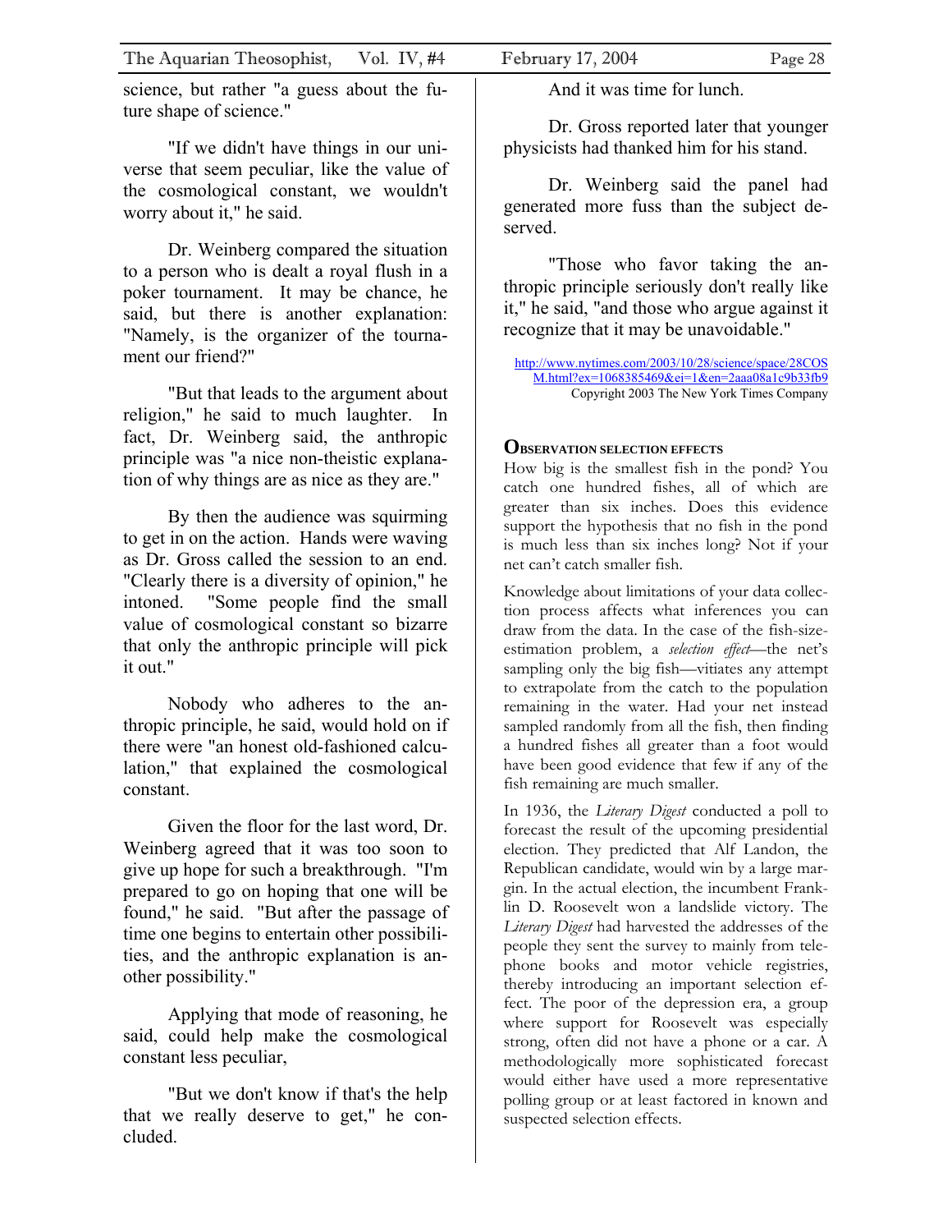science, but rather "a guess about the future shape of science."

"If we didn't have things in our universe that seem peculiar, like the value of the cosmological constant, we wouldn't worry about it," he said.

Dr. Weinberg compared the situation to a person who is dealt a royal flush in a poker tournament. It may be chance, he said, but there is another explanation: "Namely, is the organizer of the tournament our friend?"

"But that leads to the argument about religion," he said to much laughter. In fact, Dr. Weinberg said, the anthropic principle was "a nice non-theistic explanation of why things are as nice as they are."

By then the audience was squirming to get in on the action. Hands were waving as Dr. Gross called the session to an end. "Clearly there is a diversity of opinion," he intoned. "Some people find the small value of cosmological constant so bizarre that only the anthropic principle will pick it out."

Nobody who adheres to the anthropic principle, he said, would hold on if there were "an honest old-fashioned calculation," that explained the cosmological constant.

Given the floor for the last word, Dr. Weinberg agreed that it was too soon to give up hope for such a breakthrough. "I'm prepared to go on hoping that one will be found," he said. "But after the passage of time one begins to entertain other possibilities, and the anthropic explanation is another possibility."

Applying that mode of reasoning, he said, could help make the cosmological constant less peculiar,

"But we don't know if that's the help that we really deserve to get," he concluded.

And it was time for lunch.

Dr. Gross reported later that younger physicists had thanked him for his stand.

Dr. Weinberg said the panel had generated more fuss than the subject deserved.

"Those who favor taking the anthropic principle seriously don't really like it," he said, "and those who argue against it recognize that it may be unavoidable."

http://www.nytimes.com/2003/10/28/science/space/28COSM.html?ex=1068385469&ei=1&en=2aaa08a1c9b33fb9
Copyright 2003 The New York Times Company

## OBSERVATION SELECTION EFFECTS

How big is the smallest fish in the pond? You catch one hundred fishes, all of which are greater than six inches. Does this evidence support the hypothesis that no fish in the pond is much less than six inches long? Not if your net can't catch smaller fish.

Knowledge about limitations of your data collection process affects what inferences you can draw from the data. In the case of the fish-size-estimation problem, a *selection effect*—the net's sampling only the big fish—vitiates any attempt to extrapolate from the catch to the population remaining in the water. Had your net instead sampled randomly from all the fish, then finding a hundred fishes all greater than a foot would have been good evidence that few if any of the fish remaining are much smaller.

In 1936, the *Literary Digest* conducted a poll to forecast the result of the upcoming presidential election. They predicted that Alf Landon, the Republican candidate, would win by a large margin. In the actual election, the incumbent Franklin D. Roosevelt won a landslide victory. The *Literary Digest* had harvested the addresses of the people they sent the survey to mainly from telephone books and motor vehicle registries, thereby introducing an important selection effect. The poor of the depression era, a group where support for Roosevelt was especially strong, often did not have a phone or a car. A methodologically more sophisticated forecast would either have used a more representative polling group or at least factored in known and suspected selection effects.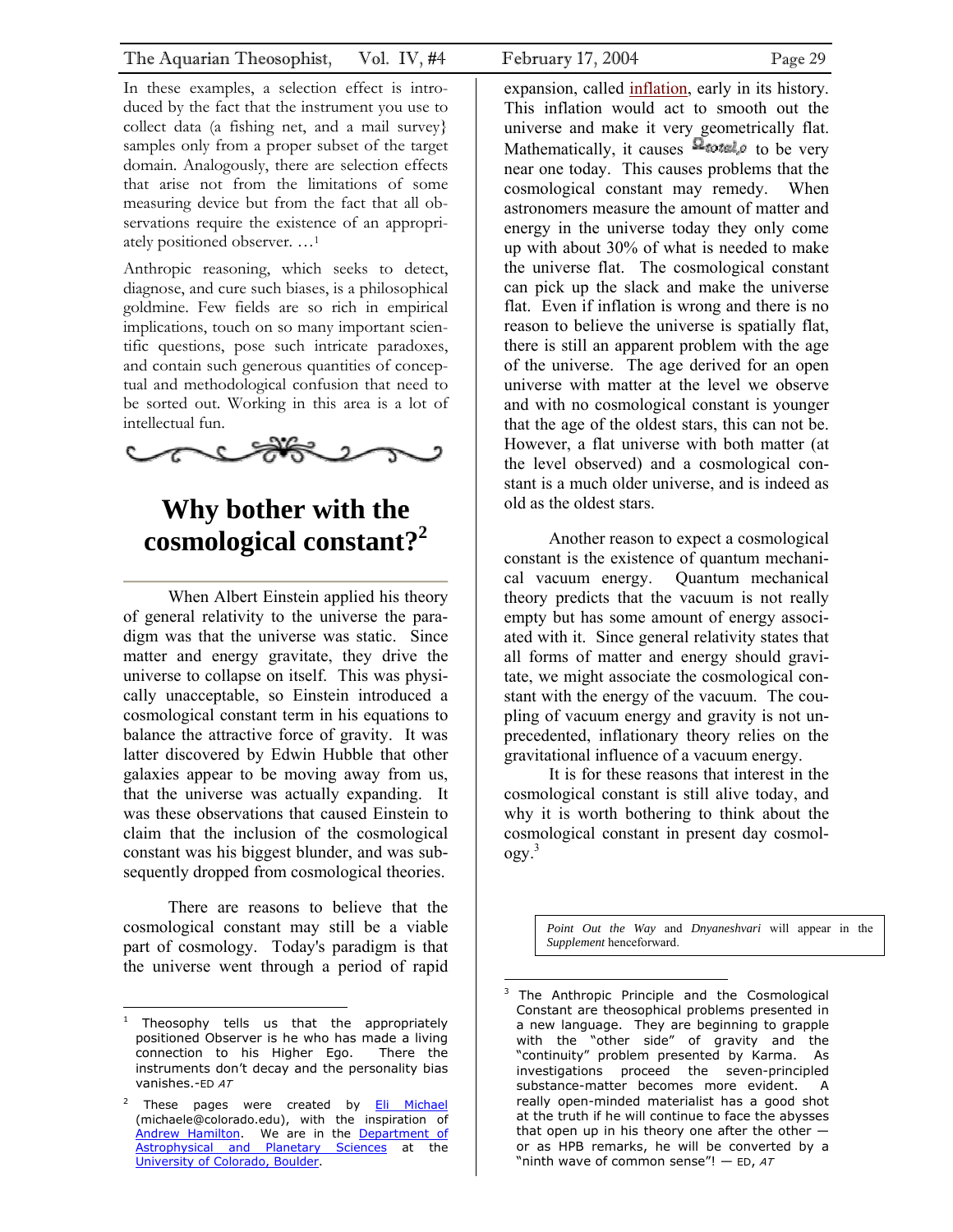In these examples, a selection effect is introduced by the fact that the instrument you use to collect data (a fishing net, and a mail survey} samples only from a proper subset of the target domain. Analogously, there are selection effects that arise not from the limitations of some measuring device but from the fact that all observations require the existence of an appropriately positioned observer. …[1]

Anthropic reasoning, which seeks to detect, diagnose, and cure such biases, is a philosophical goldmine. Few fields are so rich in empirical implications, touch on so many important scientific questions, pose such intricate paradoxes, and contain such generous quantities of conceptual and methodological confusion that need to be sorted out. Working in this area is a lot of intellectual fun.

# Why bother with the cosmological constant?[2]

When Albert Einstein applied his theory of general relativity to the universe the paradigm was that the universe was static. Since matter and energy gravitate, they drive the universe to collapse on itself. This was physically unacceptable, so Einstein introduced a cosmological constant term in his equations to balance the attractive force of gravity. It was latter discovered by Edwin Hubble that other galaxies appear to be moving away from us, that the universe was actually expanding. It was these observations that caused Einstein to claim that the inclusion of the cosmological constant was his biggest blunder, and was subsequently dropped from cosmological theories.

There are reasons to believe that the cosmological constant may still be a viable part of cosmology. Today's paradigm is that the universe went through a period of rapid expansion, called inflation, early in its history. This inflation would act to smooth out the universe and make it very geometrically flat. Mathematically, it causes $\Omega_{total,0}$ to be very near one today. This causes problems that the cosmological constant may remedy. When astronomers measure the amount of matter and energy in the universe today they only come up with about 30% of what is needed to make the universe flat. The cosmological constant can pick up the slack and make the universe flat. Even if inflation is wrong and there is no reason to believe the universe is spatially flat, there is still an apparent problem with the age of the universe. The age derived for an open universe with matter at the level we observe and with no cosmological constant is younger that the age of the oldest stars, this can not be. However, a flat universe with both matter (at the level observed) and a cosmological constant is a much older universe, and is indeed as old as the oldest stars.

Another reason to expect a cosmological constant is the existence of quantum mechanical vacuum energy. Quantum mechanical theory predicts that the vacuum is not really empty but has some amount of energy associated with it. Since general relativity states that all forms of matter and energy should gravitate, we might associate the cosmological constant with the energy of the vacuum. The coupling of vacuum energy and gravity is not unprecedented, inflationary theory relies on the gravitational influence of a vacuum energy.

It is for these reasons that interest in the cosmological constant is still alive today, and why it is worth bothering to think about the cosmological constant in present day cosmology.[3]

*Point Out the Way* and *Dnyaneshvari* will appear in the *Supplement* henceforward.

---

[1] Theosophy tells us that the appropriately positioned Observer is he who has made a living connection to his Higher Ego. There the instruments don't decay and the personality bias vanishes.-ED *AT*

[2] These pages were created by Eli Michael (michaele@colorado.edu), with the inspiration of Andrew Hamilton. We are in the Department of Astrophysical and Planetary Sciences at the University of Colorado, Boulder.

[3] The Anthropic Principle and the Cosmological Constant are theosophical problems presented in a new language. They are beginning to grapple with the "other side" of gravity and the "continuity" problem presented by Karma. As investigations proceed the seven-principled substance-matter becomes more evident. A really open-minded materialist has a good shot at the truth if he will continue to face the abysses that open up in his theory one after the other — or as HPB remarks, he will be converted by a "ninth wave of common sense"! — ED, *AT*